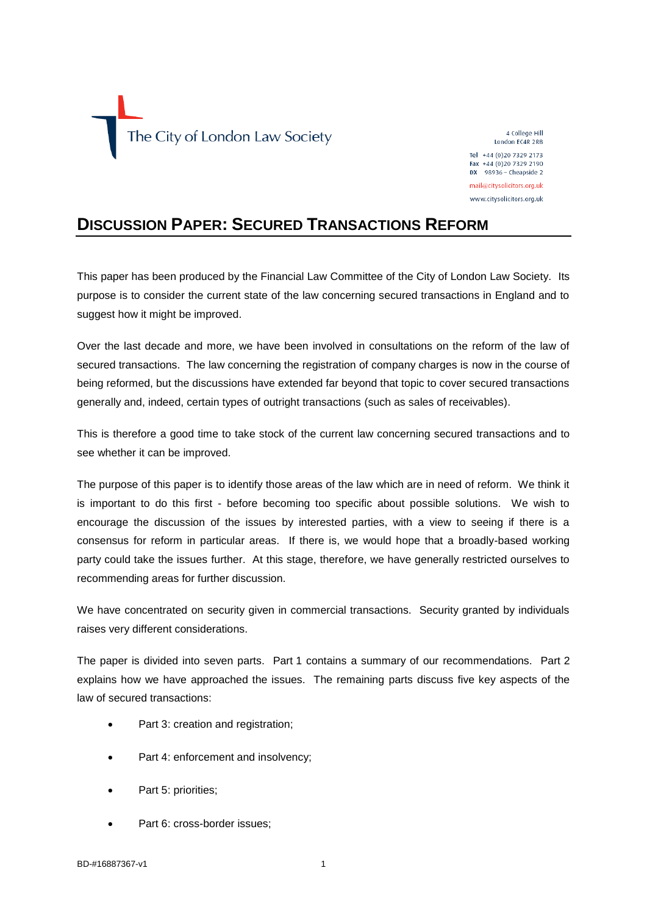The City of London Law Society

4 College Hill
London EC4R 2RB

Tel +44 (0)20 7329 2173
Fax +44 (0)20 7329 2190
DX 98936 – Cheapside 2

mail@citysolicitors.org.uk

www.citysolicitors.org.uk

# DISCUSSION PAPER: SECURED TRANSACTIONS REFORM

This paper has been produced by the Financial Law Committee of the City of London Law Society. Its purpose is to consider the current state of the law concerning secured transactions in England and to suggest how it might be improved.

Over the last decade and more, we have been involved in consultations on the reform of the law of secured transactions. The law concerning the registration of company charges is now in the course of being reformed, but the discussions have extended far beyond that topic to cover secured transactions generally and, indeed, certain types of outright transactions (such as sales of receivables).

This is therefore a good time to take stock of the current law concerning secured transactions and to see whether it can be improved.

The purpose of this paper is to identify those areas of the law which are in need of reform. We think it is important to do this first - before becoming too specific about possible solutions. We wish to encourage the discussion of the issues by interested parties, with a view to seeing if there is a consensus for reform in particular areas. If there is, we would hope that a broadly-based working party could take the issues further. At this stage, therefore, we have generally restricted ourselves to recommending areas for further discussion.

We have concentrated on security given in commercial transactions. Security granted by individuals raises very different considerations.

The paper is divided into seven parts. Part 1 contains a summary of our recommendations. Part 2 explains how we have approached the issues. The remaining parts discuss five key aspects of the law of secured transactions:

- Part 3: creation and registration;
- Part 4: enforcement and insolvency;
- Part 5: priorities;
- Part 6: cross-border issues;

BD-#16887367-v1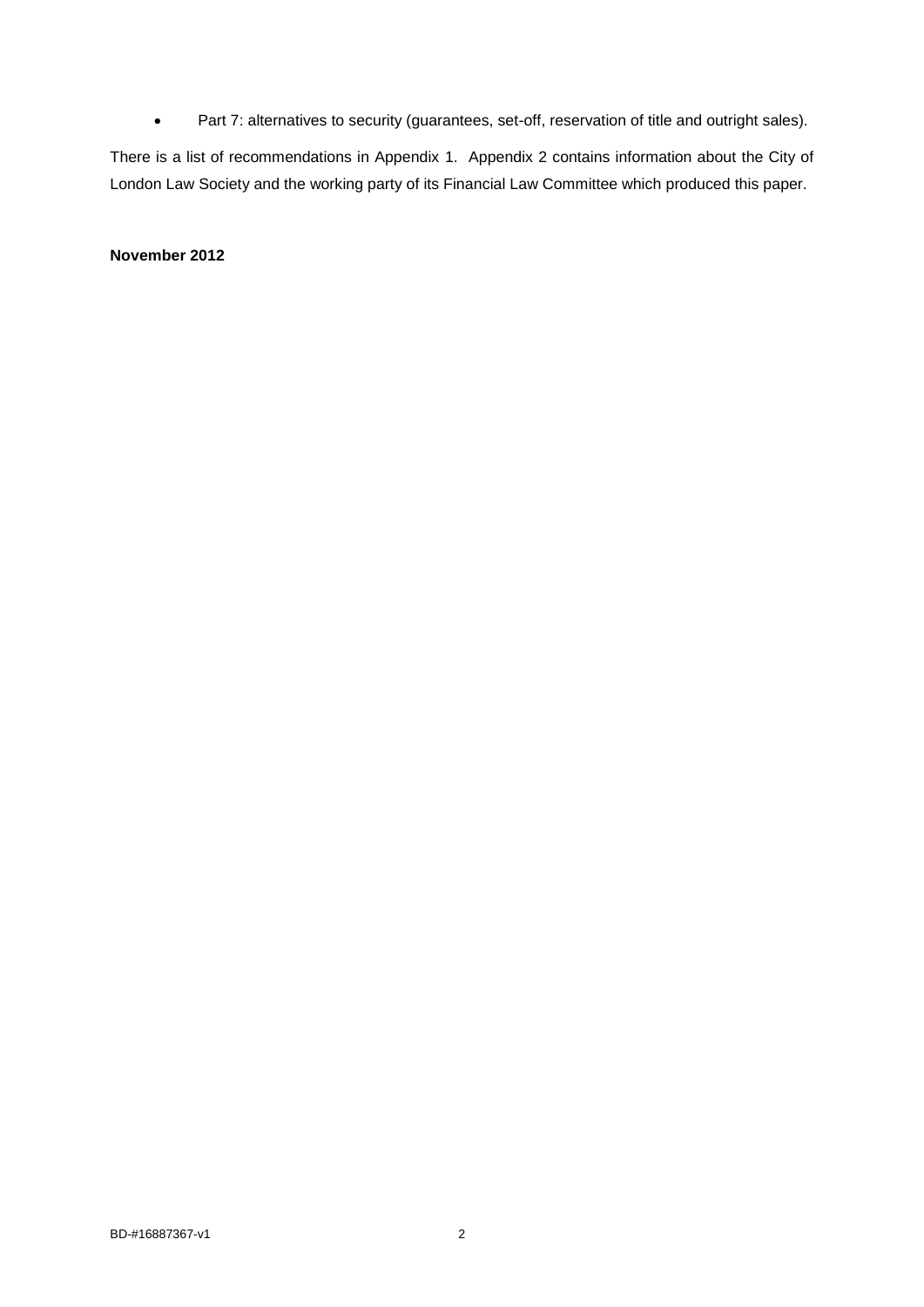- Part 7: alternatives to security (guarantees, set-off, reservation of title and outright sales).

There is a list of recommendations in Appendix 1. Appendix 2 contains information about the City of London Law Society and the working party of its Financial Law Committee which produced this paper.

**November 2012**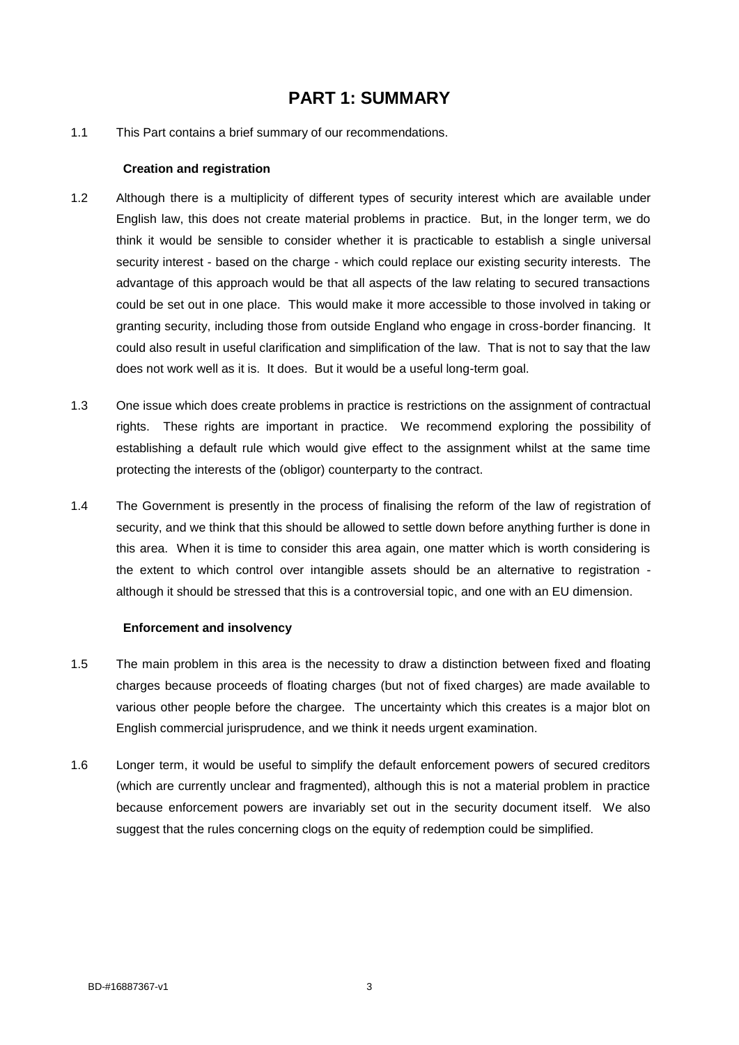# PART 1: SUMMARY

1.1 This Part contains a brief summary of our recommendations.

**Creation and registration**

1.2 Although there is a multiplicity of different types of security interest which are available under English law, this does not create material problems in practice. But, in the longer term, we do think it would be sensible to consider whether it is practicable to establish a single universal security interest - based on the charge - which could replace our existing security interests. The advantage of this approach would be that all aspects of the law relating to secured transactions could be set out in one place. This would make it more accessible to those involved in taking or granting security, including those from outside England who engage in cross-border financing. It could also result in useful clarification and simplification of the law. That is not to say that the law does not work well as it is. It does. But it would be a useful long-term goal.

1.3 One issue which does create problems in practice is restrictions on the assignment of contractual rights. These rights are important in practice. We recommend exploring the possibility of establishing a default rule which would give effect to the assignment whilst at the same time protecting the interests of the (obligor) counterparty to the contract.

1.4 The Government is presently in the process of finalising the reform of the law of registration of security, and we think that this should be allowed to settle down before anything further is done in this area. When it is time to consider this area again, one matter which is worth considering is the extent to which control over intangible assets should be an alternative to registration - although it should be stressed that this is a controversial topic, and one with an EU dimension.

**Enforcement and insolvency**

1.5 The main problem in this area is the necessity to draw a distinction between fixed and floating charges because proceeds of floating charges (but not of fixed charges) are made available to various other people before the chargee. The uncertainty which this creates is a major blot on English commercial jurisprudence, and we think it needs urgent examination.

1.6 Longer term, it would be useful to simplify the default enforcement powers of secured creditors (which are currently unclear and fragmented), although this is not a material problem in practice because enforcement powers are invariably set out in the security document itself. We also suggest that the rules concerning clogs on the equity of redemption could be simplified.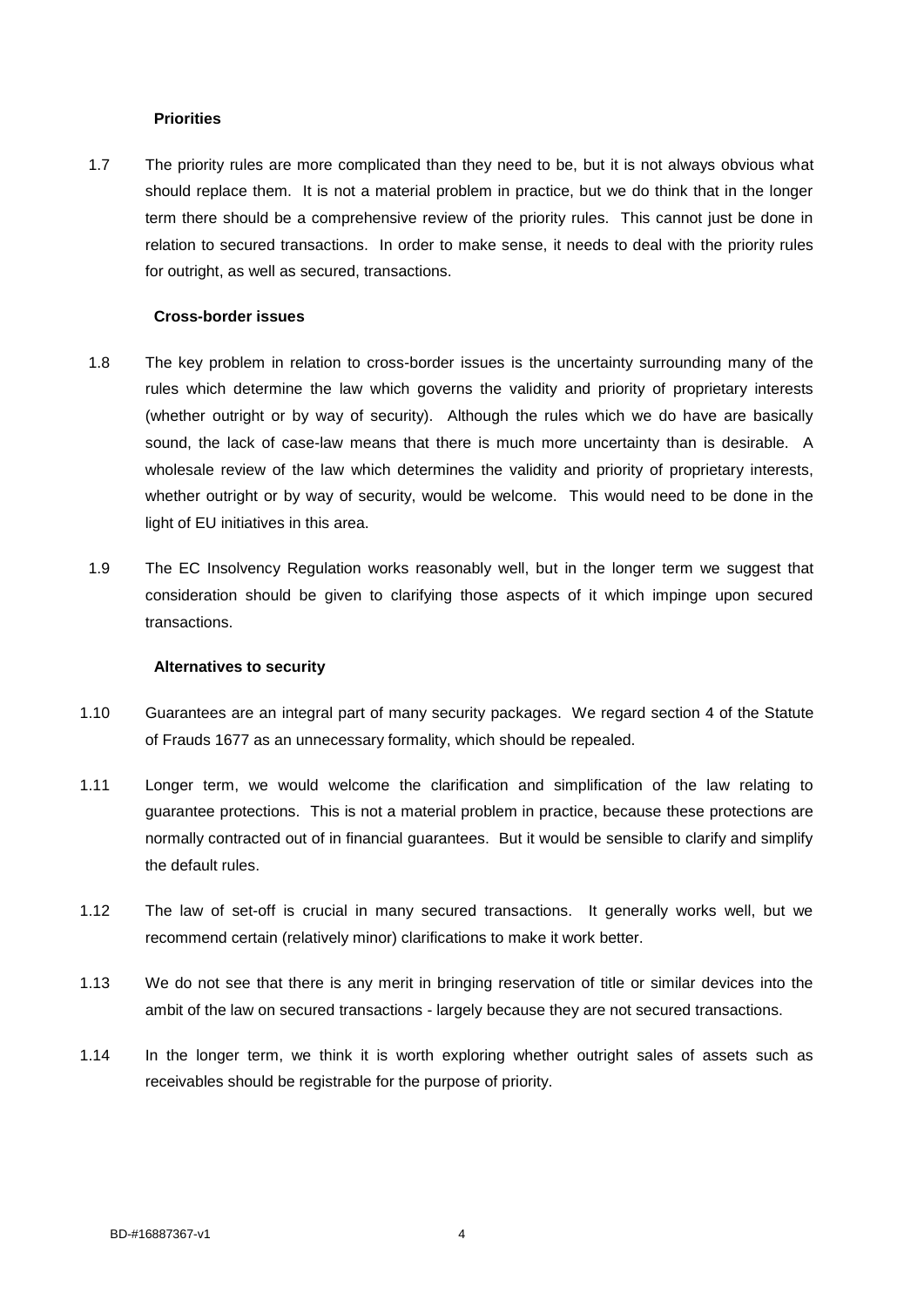**Priorities**

1.7 The priority rules are more complicated than they need to be, but it is not always obvious what should replace them. It is not a material problem in practice, but we do think that in the longer term there should be a comprehensive review of the priority rules. This cannot just be done in relation to secured transactions. In order to make sense, it needs to deal with the priority rules for outright, as well as secured, transactions.

**Cross-border issues**

1.8 The key problem in relation to cross-border issues is the uncertainty surrounding many of the rules which determine the law which governs the validity and priority of proprietary interests (whether outright or by way of security). Although the rules which we do have are basically sound, the lack of case-law means that there is much more uncertainty than is desirable. A wholesale review of the law which determines the validity and priority of proprietary interests, whether outright or by way of security, would be welcome. This would need to be done in the light of EU initiatives in this area.

1.9 The EC Insolvency Regulation works reasonably well, but in the longer term we suggest that consideration should be given to clarifying those aspects of it which impinge upon secured transactions.

**Alternatives to security**

1.10 Guarantees are an integral part of many security packages. We regard section 4 of the Statute of Frauds 1677 as an unnecessary formality, which should be repealed.

1.11 Longer term, we would welcome the clarification and simplification of the law relating to guarantee protections. This is not a material problem in practice, because these protections are normally contracted out of in financial guarantees. But it would be sensible to clarify and simplify the default rules.

1.12 The law of set-off is crucial in many secured transactions. It generally works well, but we recommend certain (relatively minor) clarifications to make it work better.

1.13 We do not see that there is any merit in bringing reservation of title or similar devices into the ambit of the law on secured transactions - largely because they are not secured transactions.

1.14 In the longer term, we think it is worth exploring whether outright sales of assets such as receivables should be registrable for the purpose of priority.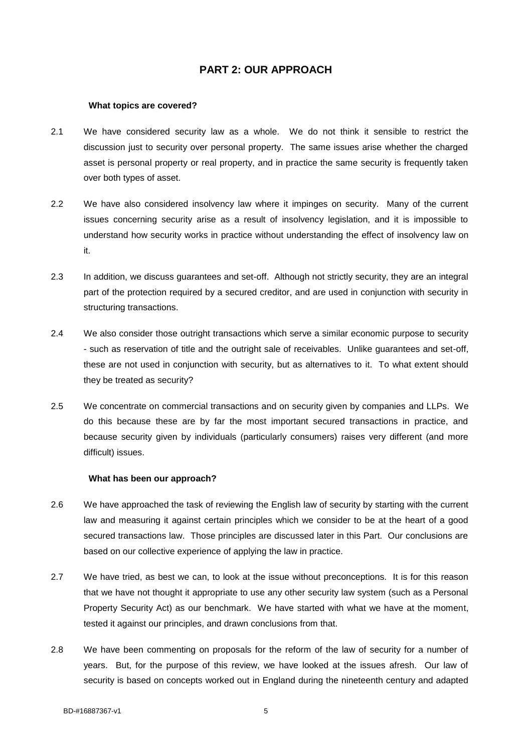## PART 2: OUR APPROACH

### What topics are covered?

2.1 We have considered security law as a whole. We do not think it sensible to restrict the discussion just to security over personal property. The same issues arise whether the charged asset is personal property or real property, and in practice the same security is frequently taken over both types of asset.

2.2 We have also considered insolvency law where it impinges on security. Many of the current issues concerning security arise as a result of insolvency legislation, and it is impossible to understand how security works in practice without understanding the effect of insolvency law on it.

2.3 In addition, we discuss guarantees and set-off. Although not strictly security, they are an integral part of the protection required by a secured creditor, and are used in conjunction with security in structuring transactions.

2.4 We also consider those outright transactions which serve a similar economic purpose to security - such as reservation of title and the outright sale of receivables. Unlike guarantees and set-off, these are not used in conjunction with security, but as alternatives to it. To what extent should they be treated as security?

2.5 We concentrate on commercial transactions and on security given by companies and LLPs. We do this because these are by far the most important secured transactions in practice, and because security given by individuals (particularly consumers) raises very different (and more difficult) issues.

### What has been our approach?

2.6 We have approached the task of reviewing the English law of security by starting with the current law and measuring it against certain principles which we consider to be at the heart of a good secured transactions law. Those principles are discussed later in this Part. Our conclusions are based on our collective experience of applying the law in practice.

2.7 We have tried, as best we can, to look at the issue without preconceptions. It is for this reason that we have not thought it appropriate to use any other security law system (such as a Personal Property Security Act) as our benchmark. We have started with what we have at the moment, tested it against our principles, and drawn conclusions from that.

2.8 We have been commenting on proposals for the reform of the law of security for a number of years. But, for the purpose of this review, we have looked at the issues afresh. Our law of security is based on concepts worked out in England during the nineteenth century and adapted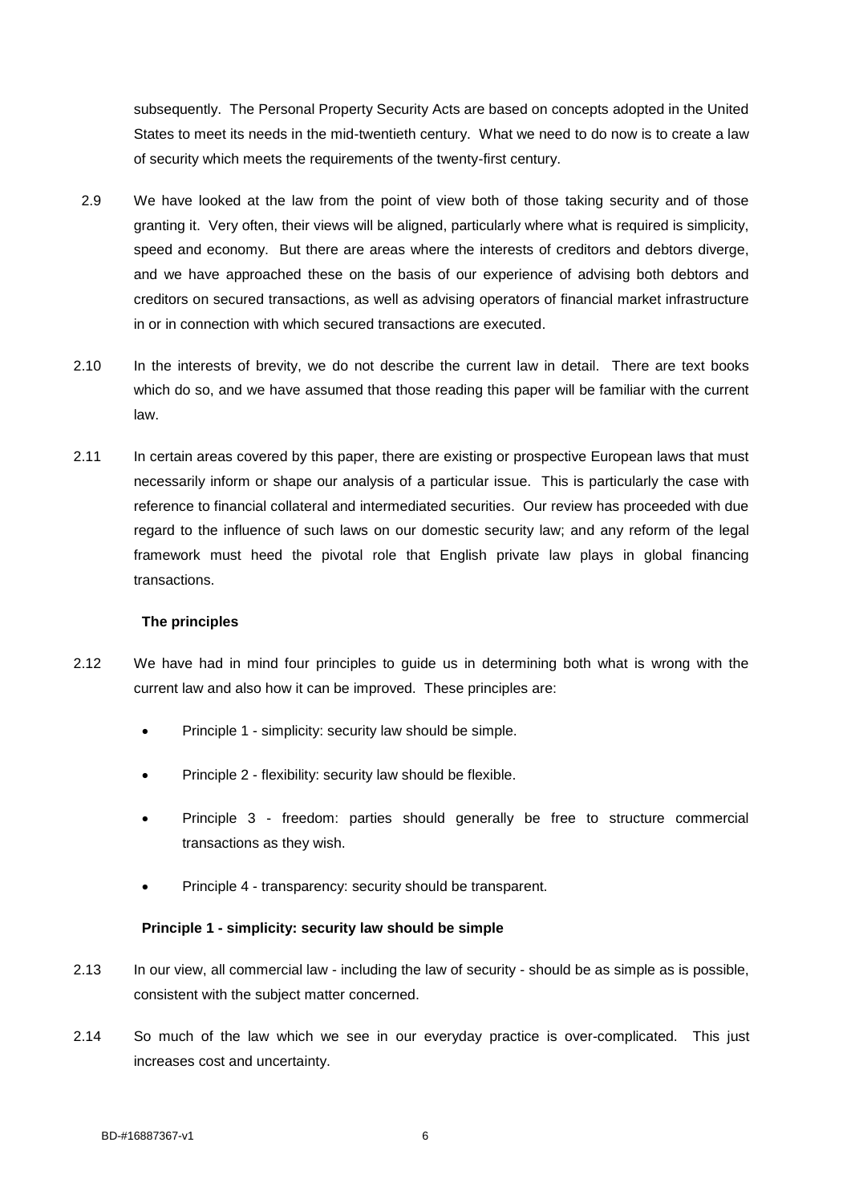subsequently. The Personal Property Security Acts are based on concepts adopted in the United States to meet its needs in the mid-twentieth century. What we need to do now is to create a law of security which meets the requirements of the twenty-first century.

2.9 We have looked at the law from the point of view both of those taking security and of those granting it. Very often, their views will be aligned, particularly where what is required is simplicity, speed and economy. But there are areas where the interests of creditors and debtors diverge, and we have approached these on the basis of our experience of advising both debtors and creditors on secured transactions, as well as advising operators of financial market infrastructure in or in connection with which secured transactions are executed.

2.10 In the interests of brevity, we do not describe the current law in detail. There are text books which do so, and we have assumed that those reading this paper will be familiar with the current law.

2.11 In certain areas covered by this paper, there are existing or prospective European laws that must necessarily inform or shape our analysis of a particular issue. This is particularly the case with reference to financial collateral and intermediated securities. Our review has proceeded with due regard to the influence of such laws on our domestic security law; and any reform of the legal framework must heed the pivotal role that English private law plays in global financing transactions.

**The principles**

2.12 We have had in mind four principles to guide us in determining both what is wrong with the current law and also how it can be improved. These principles are:

- Principle 1 - simplicity: security law should be simple.
- Principle 2 - flexibility: security law should be flexible.
- Principle 3 - freedom: parties should generally be free to structure commercial transactions as they wish.
- Principle 4 - transparency: security should be transparent.

**Principle 1 - simplicity: security law should be simple**

2.13 In our view, all commercial law - including the law of security - should be as simple as is possible, consistent with the subject matter concerned.

2.14 So much of the law which we see in our everyday practice is over-complicated. This just increases cost and uncertainty.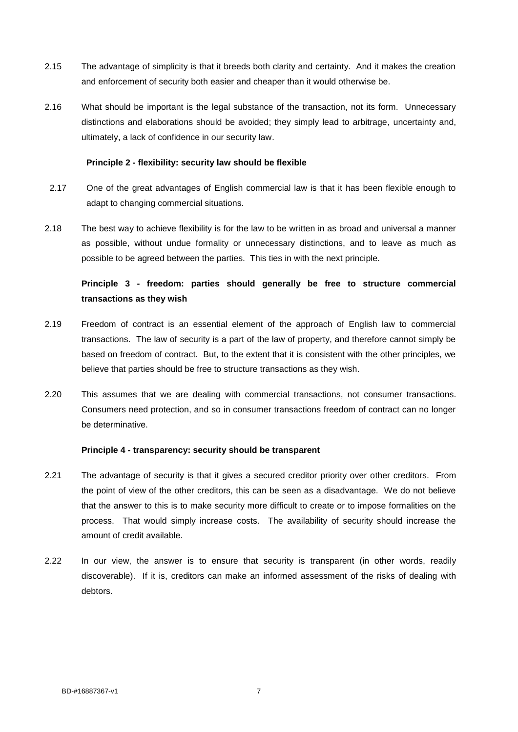2.15 The advantage of simplicity is that it breeds both clarity and certainty. And it makes the creation and enforcement of security both easier and cheaper than it would otherwise be.

2.16 What should be important is the legal substance of the transaction, not its form. Unnecessary distinctions and elaborations should be avoided; they simply lead to arbitrage, uncertainty and, ultimately, a lack of confidence in our security law.

**Principle 2 - flexibility: security law should be flexible**

2.17 One of the great advantages of English commercial law is that it has been flexible enough to adapt to changing commercial situations.

2.18 The best way to achieve flexibility is for the law to be written in as broad and universal a manner as possible, without undue formality or unnecessary distinctions, and to leave as much as possible to be agreed between the parties. This ties in with the next principle.

**Principle 3 - freedom: parties should generally be free to structure commercial transactions as they wish**

2.19 Freedom of contract is an essential element of the approach of English law to commercial transactions. The law of security is a part of the law of property, and therefore cannot simply be based on freedom of contract. But, to the extent that it is consistent with the other principles, we believe that parties should be free to structure transactions as they wish.

2.20 This assumes that we are dealing with commercial transactions, not consumer transactions. Consumers need protection, and so in consumer transactions freedom of contract can no longer be determinative.

**Principle 4 - transparency: security should be transparent**

2.21 The advantage of security is that it gives a secured creditor priority over other creditors. From the point of view of the other creditors, this can be seen as a disadvantage. We do not believe that the answer to this is to make security more difficult to create or to impose formalities on the process. That would simply increase costs. The availability of security should increase the amount of credit available.

2.22 In our view, the answer is to ensure that security is transparent (in other words, readily discoverable). If it is, creditors can make an informed assessment of the risks of dealing with debtors.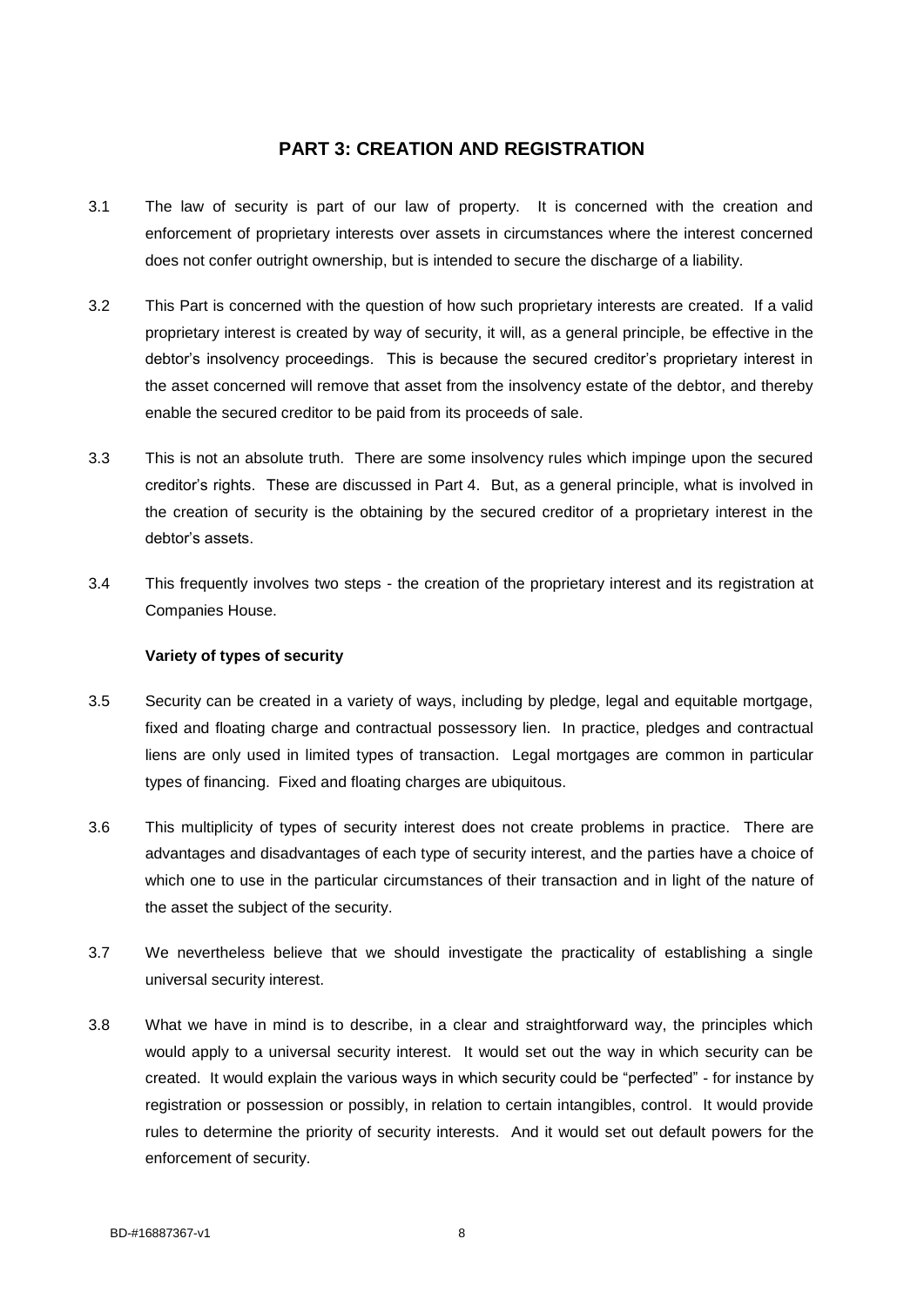## PART 3: CREATION AND REGISTRATION

3.1 The law of security is part of our law of property. It is concerned with the creation and enforcement of proprietary interests over assets in circumstances where the interest concerned does not confer outright ownership, but is intended to secure the discharge of a liability.

3.2 This Part is concerned with the question of how such proprietary interests are created. If a valid proprietary interest is created by way of security, it will, as a general principle, be effective in the debtor's insolvency proceedings. This is because the secured creditor's proprietary interest in the asset concerned will remove that asset from the insolvency estate of the debtor, and thereby enable the secured creditor to be paid from its proceeds of sale.

3.3 This is not an absolute truth. There are some insolvency rules which impinge upon the secured creditor's rights. These are discussed in Part 4. But, as a general principle, what is involved in the creation of security is the obtaining by the secured creditor of a proprietary interest in the debtor's assets.

3.4 This frequently involves two steps - the creation of the proprietary interest and its registration at Companies House.

### Variety of types of security

3.5 Security can be created in a variety of ways, including by pledge, legal and equitable mortgage, fixed and floating charge and contractual possessory lien. In practice, pledges and contractual liens are only used in limited types of transaction. Legal mortgages are common in particular types of financing. Fixed and floating charges are ubiquitous.

3.6 This multiplicity of types of security interest does not create problems in practice. There are advantages and disadvantages of each type of security interest, and the parties have a choice of which one to use in the particular circumstances of their transaction and in light of the nature of the asset the subject of the security.

3.7 We nevertheless believe that we should investigate the practicality of establishing a single universal security interest.

3.8 What we have in mind is to describe, in a clear and straightforward way, the principles which would apply to a universal security interest. It would set out the way in which security can be created. It would explain the various ways in which security could be "perfected" - for instance by registration or possession or possibly, in relation to certain intangibles, control. It would provide rules to determine the priority of security interests. And it would set out default powers for the enforcement of security.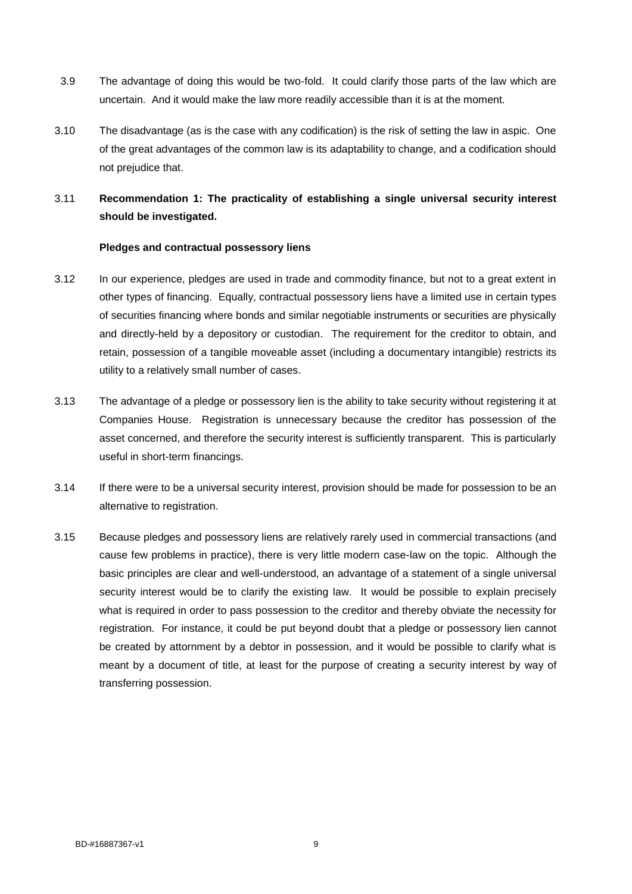3.9 The advantage of doing this would be two-fold. It could clarify those parts of the law which are uncertain. And it would make the law more readily accessible than it is at the moment.

3.10 The disadvantage (as is the case with any codification) is the risk of setting the law in aspic. One of the great advantages of the common law is its adaptability to change, and a codification should not prejudice that.

3.11 **Recommendation 1: The practicality of establishing a single universal security interest should be investigated.**

**Pledges and contractual possessory liens**

3.12 In our experience, pledges are used in trade and commodity finance, but not to a great extent in other types of financing. Equally, contractual possessory liens have a limited use in certain types of securities financing where bonds and similar negotiable instruments or securities are physically and directly-held by a depository or custodian. The requirement for the creditor to obtain, and retain, possession of a tangible moveable asset (including a documentary intangible) restricts its utility to a relatively small number of cases.

3.13 The advantage of a pledge or possessory lien is the ability to take security without registering it at Companies House. Registration is unnecessary because the creditor has possession of the asset concerned, and therefore the security interest is sufficiently transparent. This is particularly useful in short-term financings.

3.14 If there were to be a universal security interest, provision should be made for possession to be an alternative to registration.

3.15 Because pledges and possessory liens are relatively rarely used in commercial transactions (and cause few problems in practice), there is very little modern case-law on the topic. Although the basic principles are clear and well-understood, an advantage of a statement of a single universal security interest would be to clarify the existing law. It would be possible to explain precisely what is required in order to pass possession to the creditor and thereby obviate the necessity for registration. For instance, it could be put beyond doubt that a pledge or possessory lien cannot be created by attornment by a debtor in possession, and it would be possible to clarify what is meant by a document of title, at least for the purpose of creating a security interest by way of transferring possession.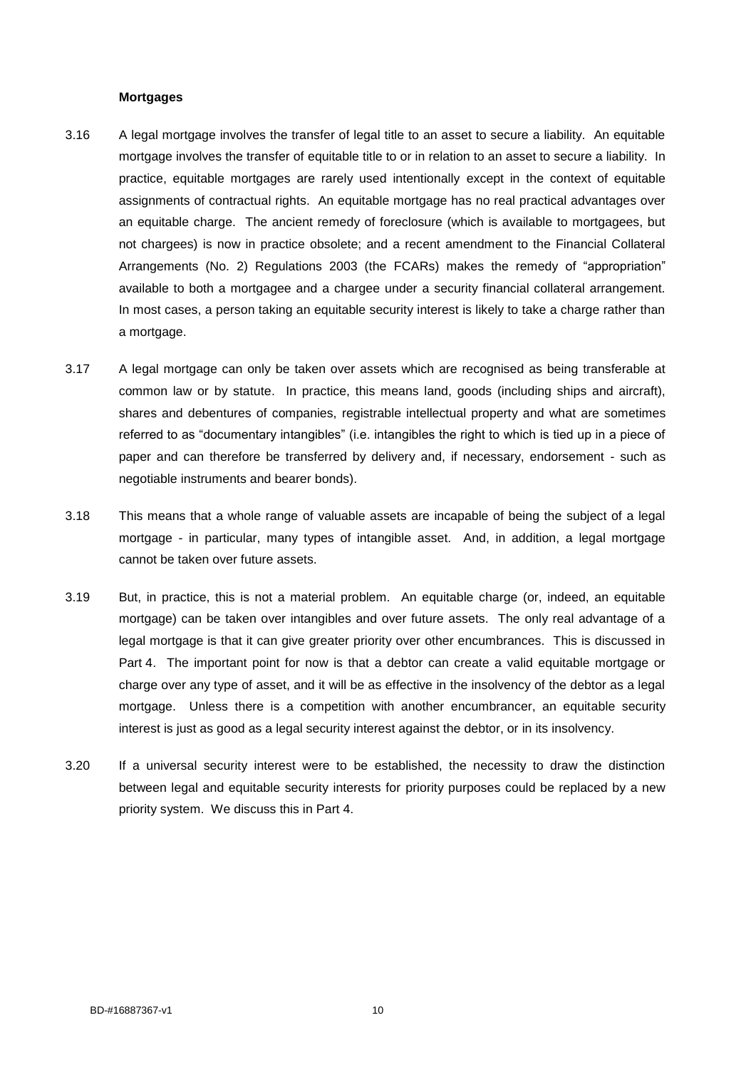**Mortgages**

3.16 A legal mortgage involves the transfer of legal title to an asset to secure a liability. An equitable mortgage involves the transfer of equitable title to or in relation to an asset to secure a liability. In practice, equitable mortgages are rarely used intentionally except in the context of equitable assignments of contractual rights. An equitable mortgage has no real practical advantages over an equitable charge. The ancient remedy of foreclosure (which is available to mortgagees, but not chargees) is now in practice obsolete; and a recent amendment to the Financial Collateral Arrangements (No. 2) Regulations 2003 (the FCARs) makes the remedy of "appropriation" available to both a mortgagee and a chargee under a security financial collateral arrangement. In most cases, a person taking an equitable security interest is likely to take a charge rather than a mortgage.

3.17 A legal mortgage can only be taken over assets which are recognised as being transferable at common law or by statute. In practice, this means land, goods (including ships and aircraft), shares and debentures of companies, registrable intellectual property and what are sometimes referred to as "documentary intangibles" (i.e. intangibles the right to which is tied up in a piece of paper and can therefore be transferred by delivery and, if necessary, endorsement - such as negotiable instruments and bearer bonds).

3.18 This means that a whole range of valuable assets are incapable of being the subject of a legal mortgage - in particular, many types of intangible asset. And, in addition, a legal mortgage cannot be taken over future assets.

3.19 But, in practice, this is not a material problem. An equitable charge (or, indeed, an equitable mortgage) can be taken over intangibles and over future assets. The only real advantage of a legal mortgage is that it can give greater priority over other encumbrances. This is discussed in Part 4. The important point for now is that a debtor can create a valid equitable mortgage or charge over any type of asset, and it will be as effective in the insolvency of the debtor as a legal mortgage. Unless there is a competition with another encumbrancer, an equitable security interest is just as good as a legal security interest against the debtor, or in its insolvency.

3.20 If a universal security interest were to be established, the necessity to draw the distinction between legal and equitable security interests for priority purposes could be replaced by a new priority system. We discuss this in Part 4.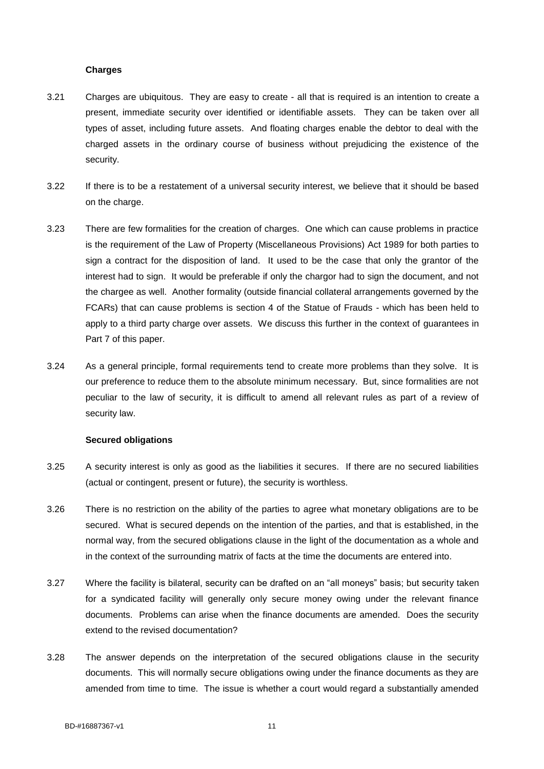**Charges**

3.21 Charges are ubiquitous. They are easy to create - all that is required is an intention to create a present, immediate security over identified or identifiable assets. They can be taken over all types of asset, including future assets. And floating charges enable the debtor to deal with the charged assets in the ordinary course of business without prejudicing the existence of the security.

3.22 If there is to be a restatement of a universal security interest, we believe that it should be based on the charge.

3.23 There are few formalities for the creation of charges. One which can cause problems in practice is the requirement of the Law of Property (Miscellaneous Provisions) Act 1989 for both parties to sign a contract for the disposition of land. It used to be the case that only the grantor of the interest had to sign. It would be preferable if only the chargor had to sign the document, and not the chargee as well. Another formality (outside financial collateral arrangements governed by the FCARs) that can cause problems is section 4 of the Statue of Frauds - which has been held to apply to a third party charge over assets. We discuss this further in the context of guarantees in Part 7 of this paper.

3.24 As a general principle, formal requirements tend to create more problems than they solve. It is our preference to reduce them to the absolute minimum necessary. But, since formalities are not peculiar to the law of security, it is difficult to amend all relevant rules as part of a review of security law.

**Secured obligations**

3.25 A security interest is only as good as the liabilities it secures. If there are no secured liabilities (actual or contingent, present or future), the security is worthless.

3.26 There is no restriction on the ability of the parties to agree what monetary obligations are to be secured. What is secured depends on the intention of the parties, and that is established, in the normal way, from the secured obligations clause in the light of the documentation as a whole and in the context of the surrounding matrix of facts at the time the documents are entered into.

3.27 Where the facility is bilateral, security can be drafted on an "all moneys" basis; but security taken for a syndicated facility will generally only secure money owing under the relevant finance documents. Problems can arise when the finance documents are amended. Does the security extend to the revised documentation?

3.28 The answer depends on the interpretation of the secured obligations clause in the security documents. This will normally secure obligations owing under the finance documents as they are amended from time to time. The issue is whether a court would regard a substantially amended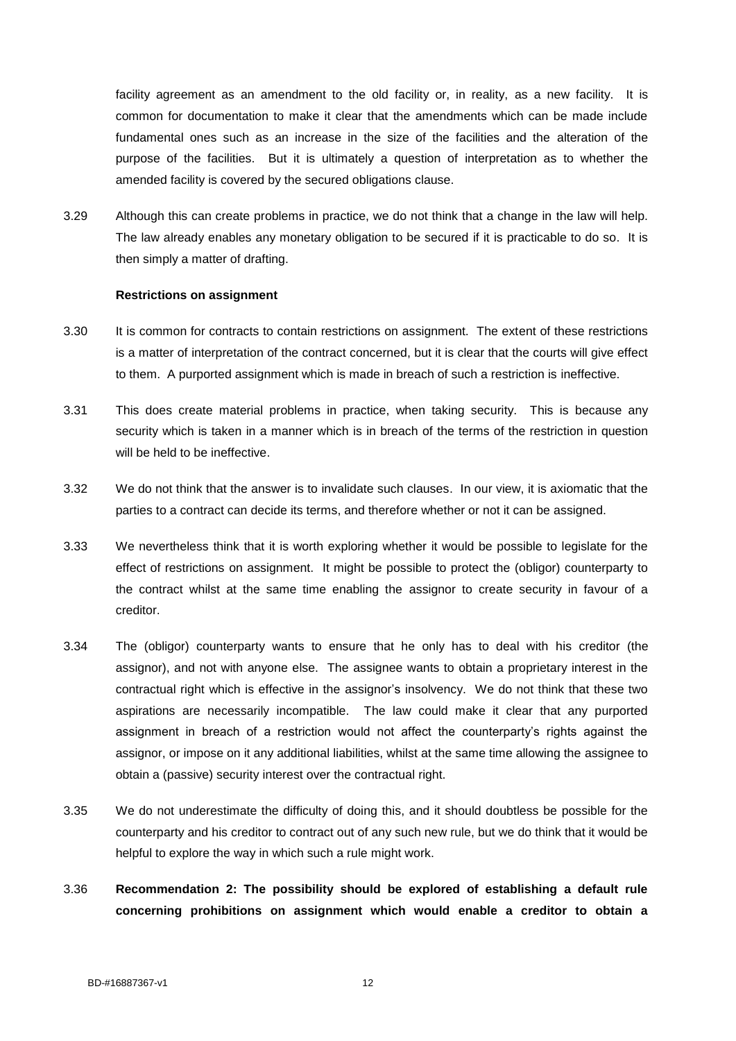facility agreement as an amendment to the old facility or, in reality, as a new facility. It is common for documentation to make it clear that the amendments which can be made include fundamental ones such as an increase in the size of the facilities and the alteration of the purpose of the facilities. But it is ultimately a question of interpretation as to whether the amended facility is covered by the secured obligations clause.

3.29 Although this can create problems in practice, we do not think that a change in the law will help. The law already enables any monetary obligation to be secured if it is practicable to do so. It is then simply a matter of drafting.

**Restrictions on assignment**

3.30 It is common for contracts to contain restrictions on assignment. The extent of these restrictions is a matter of interpretation of the contract concerned, but it is clear that the courts will give effect to them. A purported assignment which is made in breach of such a restriction is ineffective.

3.31 This does create material problems in practice, when taking security. This is because any security which is taken in a manner which is in breach of the terms of the restriction in question will be held to be ineffective.

3.32 We do not think that the answer is to invalidate such clauses. In our view, it is axiomatic that the parties to a contract can decide its terms, and therefore whether or not it can be assigned.

3.33 We nevertheless think that it is worth exploring whether it would be possible to legislate for the effect of restrictions on assignment. It might be possible to protect the (obligor) counterparty to the contract whilst at the same time enabling the assignor to create security in favour of a creditor.

3.34 The (obligor) counterparty wants to ensure that he only has to deal with his creditor (the assignor), and not with anyone else. The assignee wants to obtain a proprietary interest in the contractual right which is effective in the assignor's insolvency. We do not think that these two aspirations are necessarily incompatible. The law could make it clear that any purported assignment in breach of a restriction would not affect the counterparty's rights against the assignor, or impose on it any additional liabilities, whilst at the same time allowing the assignee to obtain a (passive) security interest over the contractual right.

3.35 We do not underestimate the difficulty of doing this, and it should doubtless be possible for the counterparty and his creditor to contract out of any such new rule, but we do think that it would be helpful to explore the way in which such a rule might work.

3.36 **Recommendation 2: The possibility should be explored of establishing a default rule concerning prohibitions on assignment which would enable a creditor to obtain a**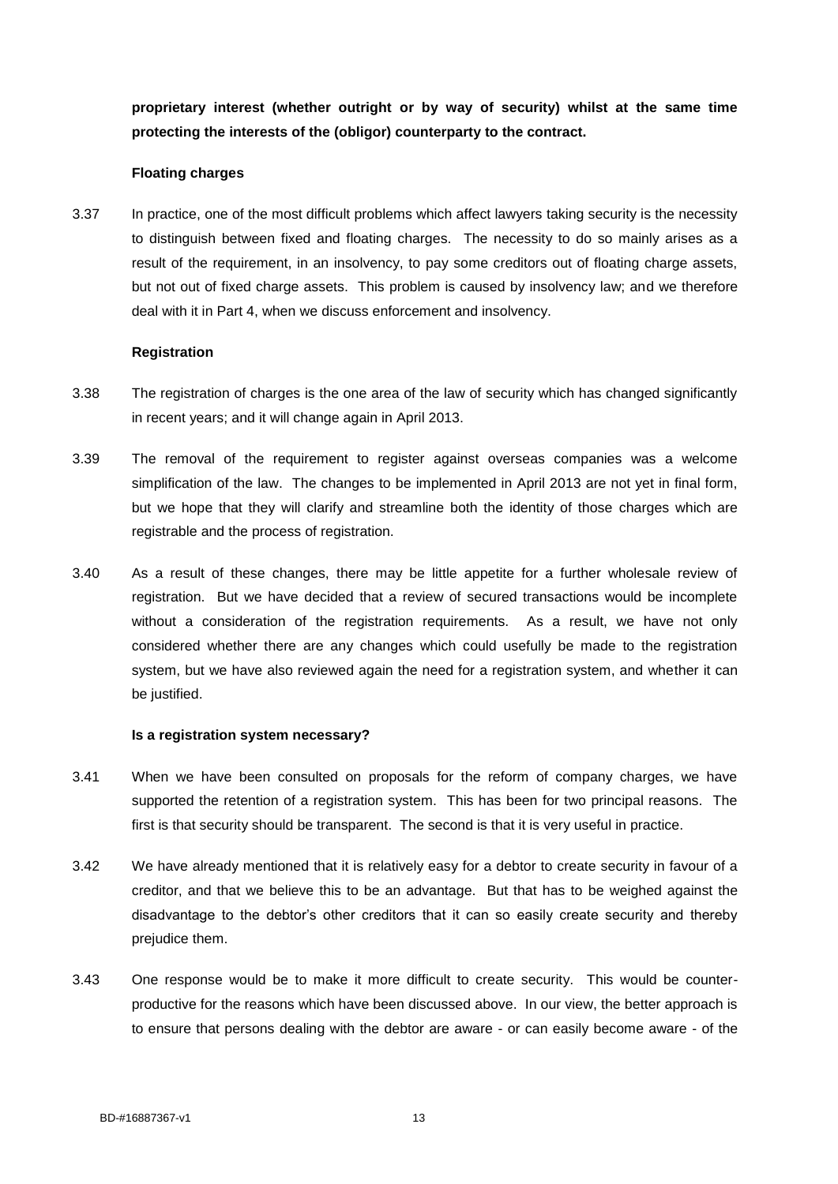**proprietary interest (whether outright or by way of security) whilst at the same time protecting the interests of the (obligor) counterparty to the contract.**

### Floating charges

3.37 In practice, one of the most difficult problems which affect lawyers taking security is the necessity to distinguish between fixed and floating charges. The necessity to do so mainly arises as a result of the requirement, in an insolvency, to pay some creditors out of floating charge assets, but not out of fixed charge assets. This problem is caused by insolvency law; and we therefore deal with it in Part 4, when we discuss enforcement and insolvency.

### Registration

3.38 The registration of charges is the one area of the law of security which has changed significantly in recent years; and it will change again in April 2013.

3.39 The removal of the requirement to register against overseas companies was a welcome simplification of the law. The changes to be implemented in April 2013 are not yet in final form, but we hope that they will clarify and streamline both the identity of those charges which are registrable and the process of registration.

3.40 As a result of these changes, there may be little appetite for a further wholesale review of registration. But we have decided that a review of secured transactions would be incomplete without a consideration of the registration requirements. As a result, we have not only considered whether there are any changes which could usefully be made to the registration system, but we have also reviewed again the need for a registration system, and whether it can be justified.

### Is a registration system necessary?

3.41 When we have been consulted on proposals for the reform of company charges, we have supported the retention of a registration system. This has been for two principal reasons. The first is that security should be transparent. The second is that it is very useful in practice.

3.42 We have already mentioned that it is relatively easy for a debtor to create security in favour of a creditor, and that we believe this to be an advantage. But that has to be weighed against the disadvantage to the debtor's other creditors that it can so easily create security and thereby prejudice them.

3.43 One response would be to make it more difficult to create security. This would be counter-productive for the reasons which have been discussed above. In our view, the better approach is to ensure that persons dealing with the debtor are aware - or can easily become aware - of the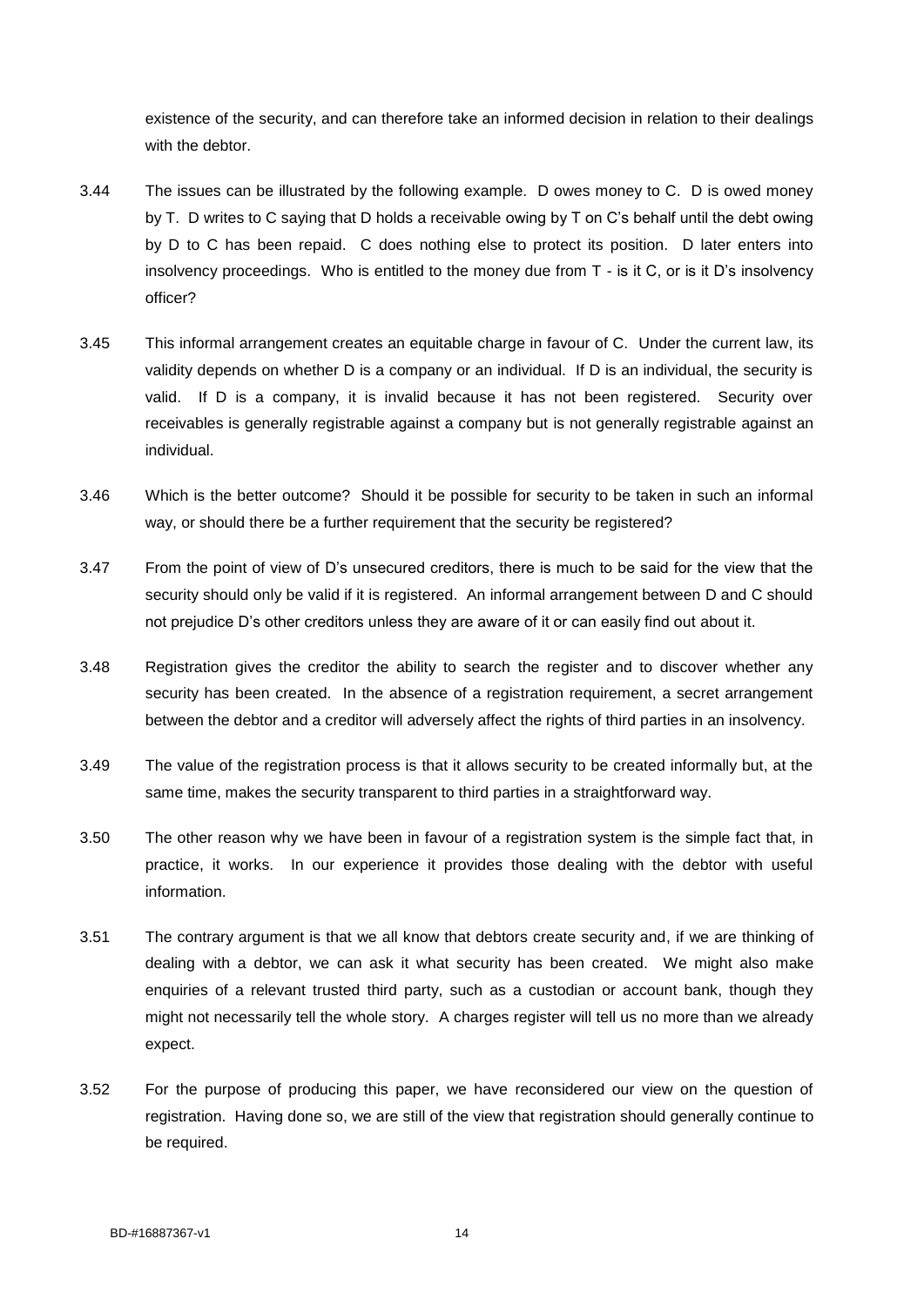existence of the security, and can therefore take an informed decision in relation to their dealings with the debtor.

3.44 The issues can be illustrated by the following example. D owes money to C. D is owed money by T. D writes to C saying that D holds a receivable owing by T on C's behalf until the debt owing by D to C has been repaid. C does nothing else to protect its position. D later enters into insolvency proceedings. Who is entitled to the money due from T - is it C, or is it D's insolvency officer?

3.45 This informal arrangement creates an equitable charge in favour of C. Under the current law, its validity depends on whether D is a company or an individual. If D is an individual, the security is valid. If D is a company, it is invalid because it has not been registered. Security over receivables is generally registrable against a company but is not generally registrable against an individual.

3.46 Which is the better outcome? Should it be possible for security to be taken in such an informal way, or should there be a further requirement that the security be registered?

3.47 From the point of view of D's unsecured creditors, there is much to be said for the view that the security should only be valid if it is registered. An informal arrangement between D and C should not prejudice D's other creditors unless they are aware of it or can easily find out about it.

3.48 Registration gives the creditor the ability to search the register and to discover whether any security has been created. In the absence of a registration requirement, a secret arrangement between the debtor and a creditor will adversely affect the rights of third parties in an insolvency.

3.49 The value of the registration process is that it allows security to be created informally but, at the same time, makes the security transparent to third parties in a straightforward way.

3.50 The other reason why we have been in favour of a registration system is the simple fact that, in practice, it works. In our experience it provides those dealing with the debtor with useful information.

3.51 The contrary argument is that we all know that debtors create security and, if we are thinking of dealing with a debtor, we can ask it what security has been created. We might also make enquiries of a relevant trusted third party, such as a custodian or account bank, though they might not necessarily tell the whole story. A charges register will tell us no more than we already expect.

3.52 For the purpose of producing this paper, we have reconsidered our view on the question of registration. Having done so, we are still of the view that registration should generally continue to be required.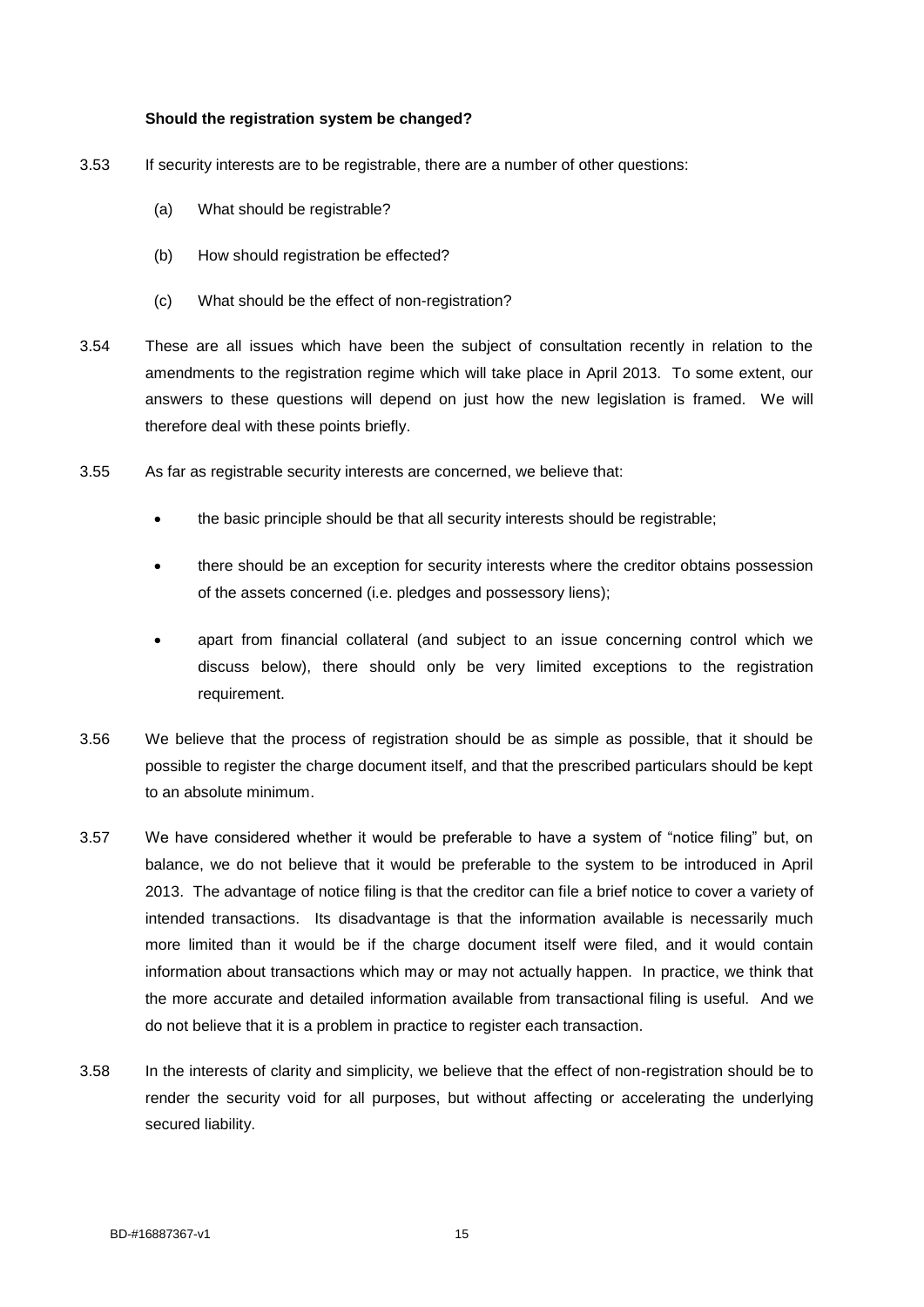**Should the registration system be changed?**

3.53 If security interests are to be registrable, there are a number of other questions:

(a) What should be registrable?

(b) How should registration be effected?

(c) What should be the effect of non-registration?

3.54 These are all issues which have been the subject of consultation recently in relation to the amendments to the registration regime which will take place in April 2013. To some extent, our answers to these questions will depend on just how the new legislation is framed. We will therefore deal with these points briefly.

3.55 As far as registrable security interests are concerned, we believe that:

- the basic principle should be that all security interests should be registrable;
- there should be an exception for security interests where the creditor obtains possession of the assets concerned (i.e. pledges and possessory liens);
- apart from financial collateral (and subject to an issue concerning control which we discuss below), there should only be very limited exceptions to the registration requirement.

3.56 We believe that the process of registration should be as simple as possible, that it should be possible to register the charge document itself, and that the prescribed particulars should be kept to an absolute minimum.

3.57 We have considered whether it would be preferable to have a system of "notice filing" but, on balance, we do not believe that it would be preferable to the system to be introduced in April 2013. The advantage of notice filing is that the creditor can file a brief notice to cover a variety of intended transactions. Its disadvantage is that the information available is necessarily much more limited than it would be if the charge document itself were filed, and it would contain information about transactions which may or may not actually happen. In practice, we think that the more accurate and detailed information available from transactional filing is useful. And we do not believe that it is a problem in practice to register each transaction.

3.58 In the interests of clarity and simplicity, we believe that the effect of non-registration should be to render the security void for all purposes, but without affecting or accelerating the underlying secured liability.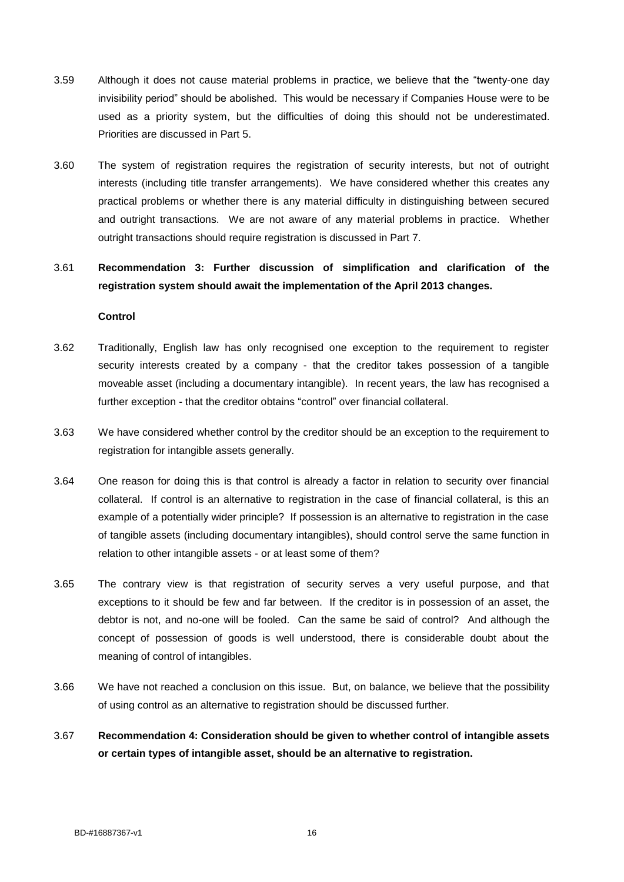3.59 Although it does not cause material problems in practice, we believe that the "twenty-one day invisibility period" should be abolished. This would be necessary if Companies House were to be used as a priority system, but the difficulties of doing this should not be underestimated. Priorities are discussed in Part 5.

3.60 The system of registration requires the registration of security interests, but not of outright interests (including title transfer arrangements). We have considered whether this creates any practical problems or whether there is any material difficulty in distinguishing between secured and outright transactions. We are not aware of any material problems in practice. Whether outright transactions should require registration is discussed in Part 7.

3.61 **Recommendation 3: Further discussion of simplification and clarification of the registration system should await the implementation of the April 2013 changes.**

**Control**

3.62 Traditionally, English law has only recognised one exception to the requirement to register security interests created by a company - that the creditor takes possession of a tangible moveable asset (including a documentary intangible). In recent years, the law has recognised a further exception - that the creditor obtains "control" over financial collateral.

3.63 We have considered whether control by the creditor should be an exception to the requirement to registration for intangible assets generally.

3.64 One reason for doing this is that control is already a factor in relation to security over financial collateral. If control is an alternative to registration in the case of financial collateral, is this an example of a potentially wider principle? If possession is an alternative to registration in the case of tangible assets (including documentary intangibles), should control serve the same function in relation to other intangible assets - or at least some of them?

3.65 The contrary view is that registration of security serves a very useful purpose, and that exceptions to it should be few and far between. If the creditor is in possession of an asset, the debtor is not, and no-one will be fooled. Can the same be said of control? And although the concept of possession of goods is well understood, there is considerable doubt about the meaning of control of intangibles.

3.66 We have not reached a conclusion on this issue. But, on balance, we believe that the possibility of using control as an alternative to registration should be discussed further.

3.67 **Recommendation 4: Consideration should be given to whether control of intangible assets or certain types of intangible asset, should be an alternative to registration.**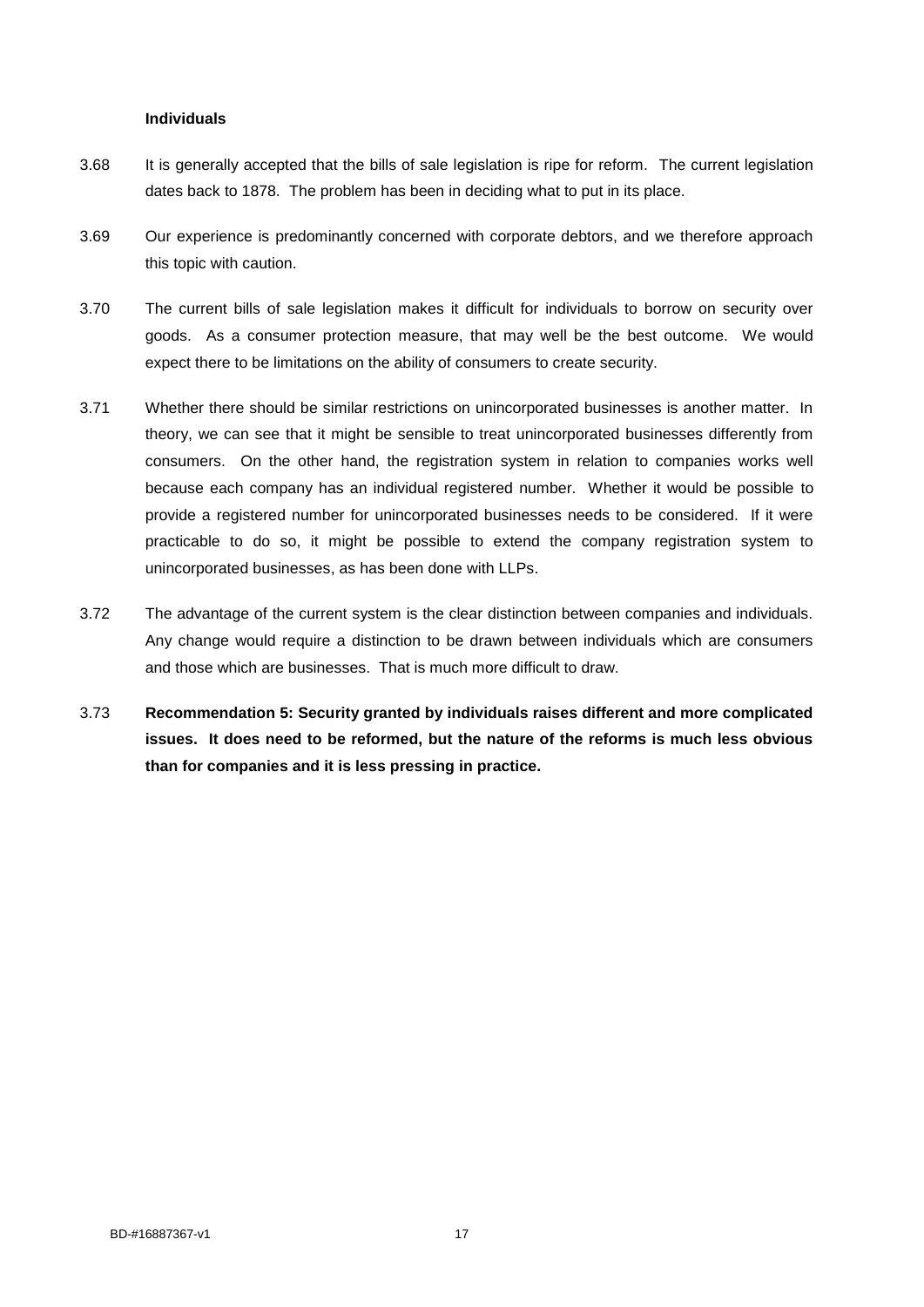**Individuals**

3.68 It is generally accepted that the bills of sale legislation is ripe for reform. The current legislation dates back to 1878. The problem has been in deciding what to put in its place.

3.69 Our experience is predominantly concerned with corporate debtors, and we therefore approach this topic with caution.

3.70 The current bills of sale legislation makes it difficult for individuals to borrow on security over goods. As a consumer protection measure, that may well be the best outcome. We would expect there to be limitations on the ability of consumers to create security.

3.71 Whether there should be similar restrictions on unincorporated businesses is another matter. In theory, we can see that it might be sensible to treat unincorporated businesses differently from consumers. On the other hand, the registration system in relation to companies works well because each company has an individual registered number. Whether it would be possible to provide a registered number for unincorporated businesses needs to be considered. If it were practicable to do so, it might be possible to extend the company registration system to unincorporated businesses, as has been done with LLPs.

3.72 The advantage of the current system is the clear distinction between companies and individuals. Any change would require a distinction to be drawn between individuals which are consumers and those which are businesses. That is much more difficult to draw.

3.73 **Recommendation 5: Security granted by individuals raises different and more complicated issues. It does need to be reformed, but the nature of the reforms is much less obvious than for companies and it is less pressing in practice.**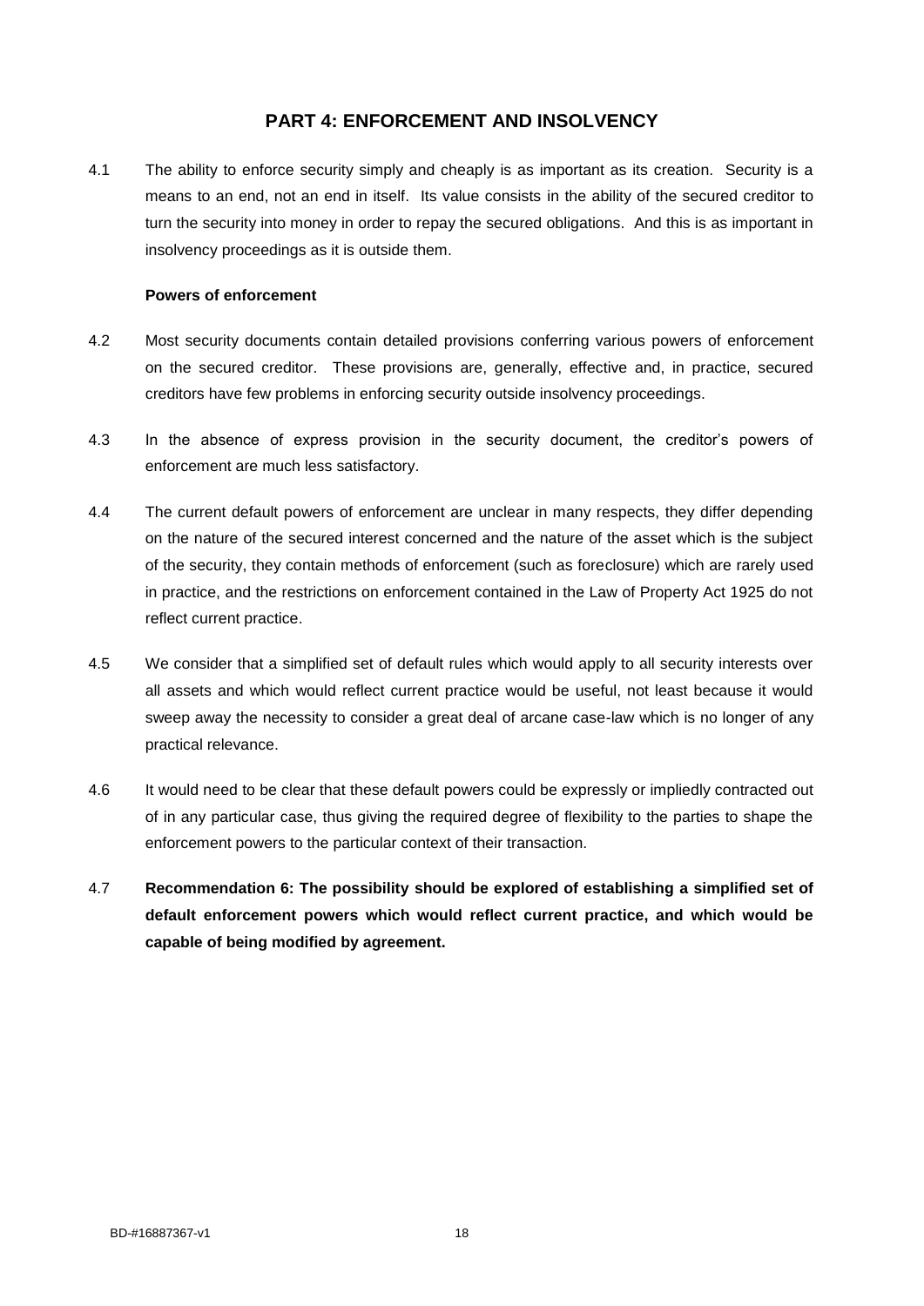## PART 4: ENFORCEMENT AND INSOLVENCY

4.1 The ability to enforce security simply and cheaply is as important as its creation. Security is a means to an end, not an end in itself. Its value consists in the ability of the secured creditor to turn the security into money in order to repay the secured obligations. And this is as important in insolvency proceedings as it is outside them.

### Powers of enforcement

4.2 Most security documents contain detailed provisions conferring various powers of enforcement on the secured creditor. These provisions are, generally, effective and, in practice, secured creditors have few problems in enforcing security outside insolvency proceedings.

4.3 In the absence of express provision in the security document, the creditor's powers of enforcement are much less satisfactory.

4.4 The current default powers of enforcement are unclear in many respects, they differ depending on the nature of the secured interest concerned and the nature of the asset which is the subject of the security, they contain methods of enforcement (such as foreclosure) which are rarely used in practice, and the restrictions on enforcement contained in the Law of Property Act 1925 do not reflect current practice.

4.5 We consider that a simplified set of default rules which would apply to all security interests over all assets and which would reflect current practice would be useful, not least because it would sweep away the necessity to consider a great deal of arcane case-law which is no longer of any practical relevance.

4.6 It would need to be clear that these default powers could be expressly or impliedly contracted out of in any particular case, thus giving the required degree of flexibility to the parties to shape the enforcement powers to the particular context of their transaction.

4.7 **Recommendation 6: The possibility should be explored of establishing a simplified set of default enforcement powers which would reflect current practice, and which would be capable of being modified by agreement.**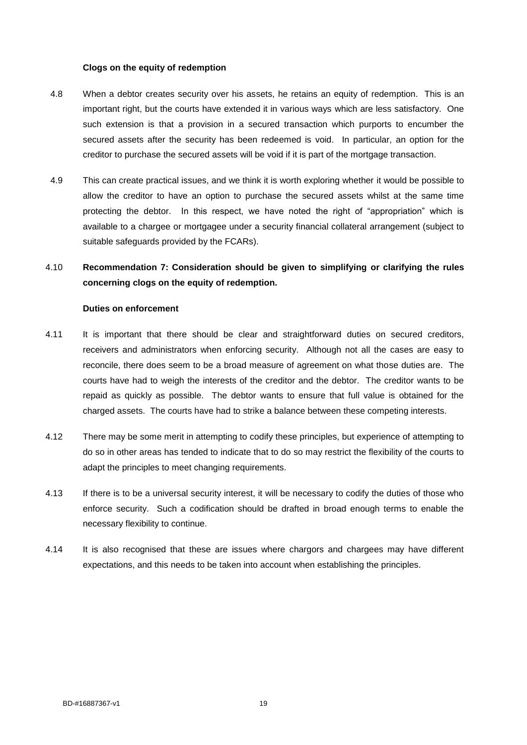**Clogs on the equity of redemption**

4.8 When a debtor creates security over his assets, he retains an equity of redemption. This is an important right, but the courts have extended it in various ways which are less satisfactory. One such extension is that a provision in a secured transaction which purports to encumber the secured assets after the security has been redeemed is void. In particular, an option for the creditor to purchase the secured assets will be void if it is part of the mortgage transaction.

4.9 This can create practical issues, and we think it is worth exploring whether it would be possible to allow the creditor to have an option to purchase the secured assets whilst at the same time protecting the debtor. In this respect, we have noted the right of "appropriation" which is available to a chargee or mortgagee under a security financial collateral arrangement (subject to suitable safeguards provided by the FCARs).

4.10 **Recommendation 7: Consideration should be given to simplifying or clarifying the rules concerning clogs on the equity of redemption.**

**Duties on enforcement**

4.11 It is important that there should be clear and straightforward duties on secured creditors, receivers and administrators when enforcing security. Although not all the cases are easy to reconcile, there does seem to be a broad measure of agreement on what those duties are. The courts have had to weigh the interests of the creditor and the debtor. The creditor wants to be repaid as quickly as possible. The debtor wants to ensure that full value is obtained for the charged assets. The courts have had to strike a balance between these competing interests.

4.12 There may be some merit in attempting to codify these principles, but experience of attempting to do so in other areas has tended to indicate that to do so may restrict the flexibility of the courts to adapt the principles to meet changing requirements.

4.13 If there is to be a universal security interest, it will be necessary to codify the duties of those who enforce security. Such a codification should be drafted in broad enough terms to enable the necessary flexibility to continue.

4.14 It is also recognised that these are issues where chargors and chargees may have different expectations, and this needs to be taken into account when establishing the principles.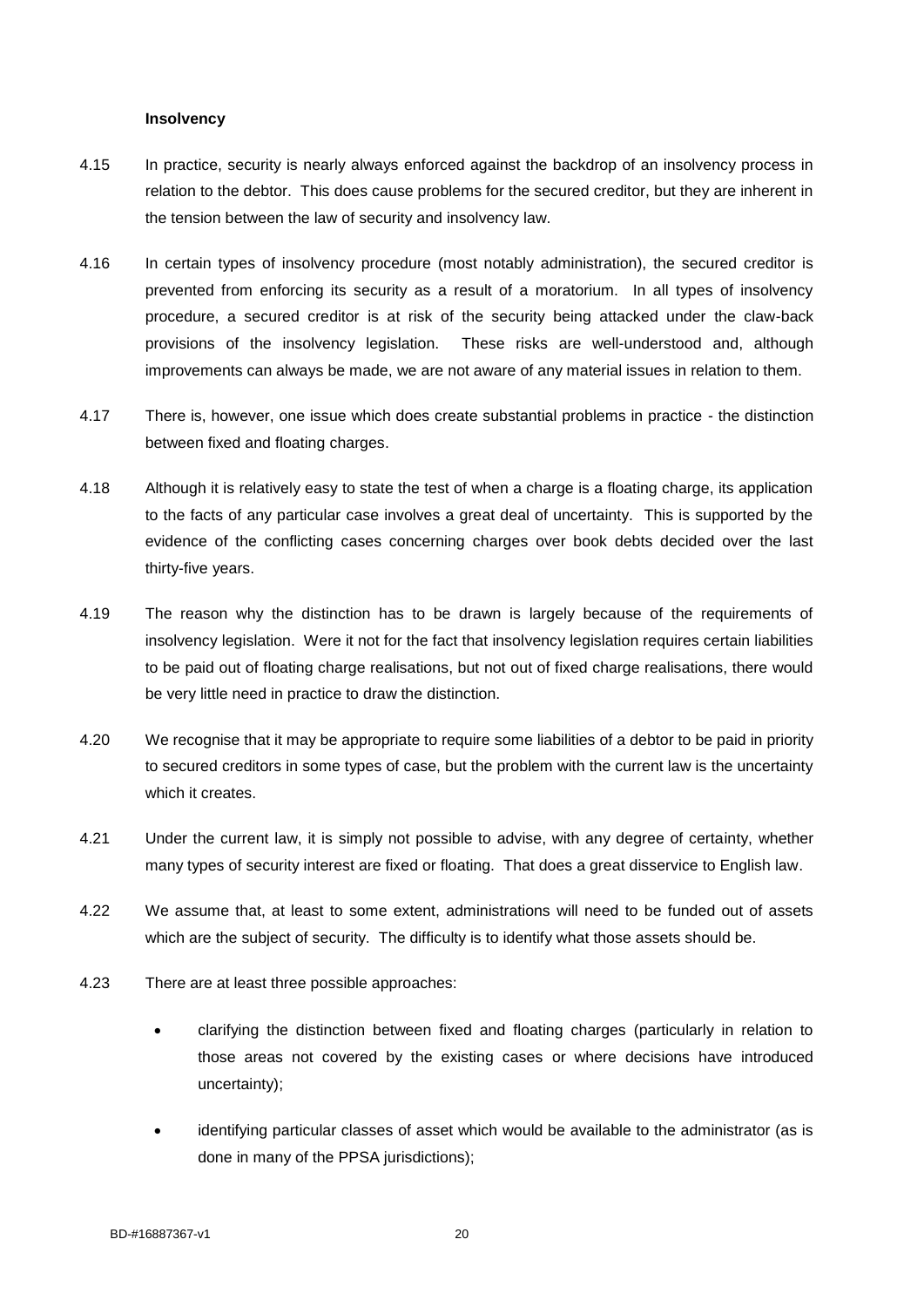**Insolvency**

4.15 In practice, security is nearly always enforced against the backdrop of an insolvency process in relation to the debtor. This does cause problems for the secured creditor, but they are inherent in the tension between the law of security and insolvency law.

4.16 In certain types of insolvency procedure (most notably administration), the secured creditor is prevented from enforcing its security as a result of a moratorium. In all types of insolvency procedure, a secured creditor is at risk of the security being attacked under the claw-back provisions of the insolvency legislation. These risks are well-understood and, although improvements can always be made, we are not aware of any material issues in relation to them.

4.17 There is, however, one issue which does create substantial problems in practice - the distinction between fixed and floating charges.

4.18 Although it is relatively easy to state the test of when a charge is a floating charge, its application to the facts of any particular case involves a great deal of uncertainty. This is supported by the evidence of the conflicting cases concerning charges over book debts decided over the last thirty-five years.

4.19 The reason why the distinction has to be drawn is largely because of the requirements of insolvency legislation. Were it not for the fact that insolvency legislation requires certain liabilities to be paid out of floating charge realisations, but not out of fixed charge realisations, there would be very little need in practice to draw the distinction.

4.20 We recognise that it may be appropriate to require some liabilities of a debtor to be paid in priority to secured creditors in some types of case, but the problem with the current law is the uncertainty which it creates.

4.21 Under the current law, it is simply not possible to advise, with any degree of certainty, whether many types of security interest are fixed or floating. That does a great disservice to English law.

4.22 We assume that, at least to some extent, administrations will need to be funded out of assets which are the subject of security. The difficulty is to identify what those assets should be.

4.23 There are at least three possible approaches:

- clarifying the distinction between fixed and floating charges (particularly in relation to those areas not covered by the existing cases or where decisions have introduced uncertainty);
- identifying particular classes of asset which would be available to the administrator (as is done in many of the PPSA jurisdictions);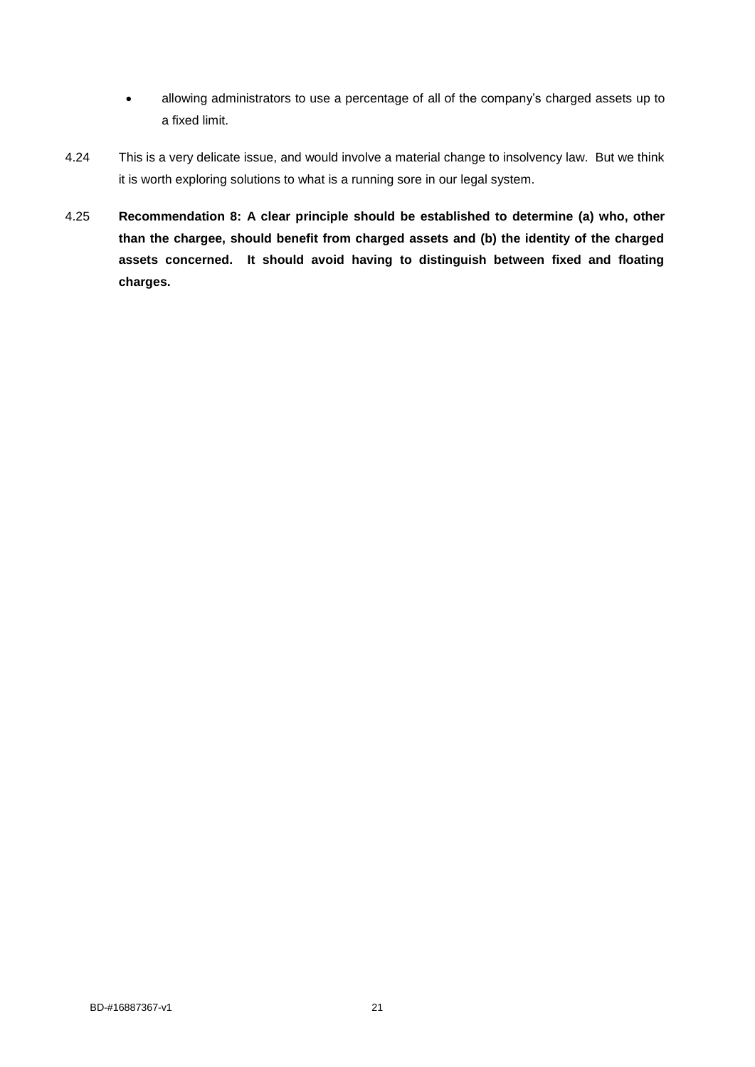- allowing administrators to use a percentage of all of the company's charged assets up to a fixed limit.

4.24 This is a very delicate issue, and would involve a material change to insolvency law. But we think it is worth exploring solutions to what is a running sore in our legal system.

4.25 **Recommendation 8: A clear principle should be established to determine (a) who, other than the chargee, should benefit from charged assets and (b) the identity of the charged assets concerned. It should avoid having to distinguish between fixed and floating charges.**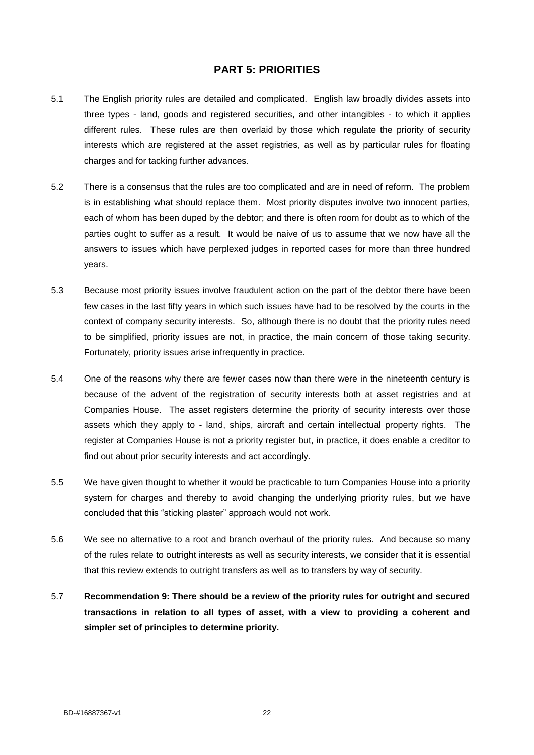## PART 5: PRIORITIES

5.1 The English priority rules are detailed and complicated. English law broadly divides assets into three types - land, goods and registered securities, and other intangibles - to which it applies different rules. These rules are then overlaid by those which regulate the priority of security interests which are registered at the asset registries, as well as by particular rules for floating charges and for tacking further advances.

5.2 There is a consensus that the rules are too complicated and are in need of reform. The problem is in establishing what should replace them. Most priority disputes involve two innocent parties, each of whom has been duped by the debtor; and there is often room for doubt as to which of the parties ought to suffer as a result. It would be naive of us to assume that we now have all the answers to issues which have perplexed judges in reported cases for more than three hundred years.

5.3 Because most priority issues involve fraudulent action on the part of the debtor there have been few cases in the last fifty years in which such issues have had to be resolved by the courts in the context of company security interests. So, although there is no doubt that the priority rules need to be simplified, priority issues are not, in practice, the main concern of those taking security. Fortunately, priority issues arise infrequently in practice.

5.4 One of the reasons why there are fewer cases now than there were in the nineteenth century is because of the advent of the registration of security interests both at asset registries and at Companies House. The asset registers determine the priority of security interests over those assets which they apply to - land, ships, aircraft and certain intellectual property rights. The register at Companies House is not a priority register but, in practice, it does enable a creditor to find out about prior security interests and act accordingly.

5.5 We have given thought to whether it would be practicable to turn Companies House into a priority system for charges and thereby to avoid changing the underlying priority rules, but we have concluded that this "sticking plaster" approach would not work.

5.6 We see no alternative to a root and branch overhaul of the priority rules. And because so many of the rules relate to outright interests as well as security interests, we consider that it is essential that this review extends to outright transfers as well as to transfers by way of security.

5.7 **Recommendation 9: There should be a review of the priority rules for outright and secured transactions in relation to all types of asset, with a view to providing a coherent and simpler set of principles to determine priority.**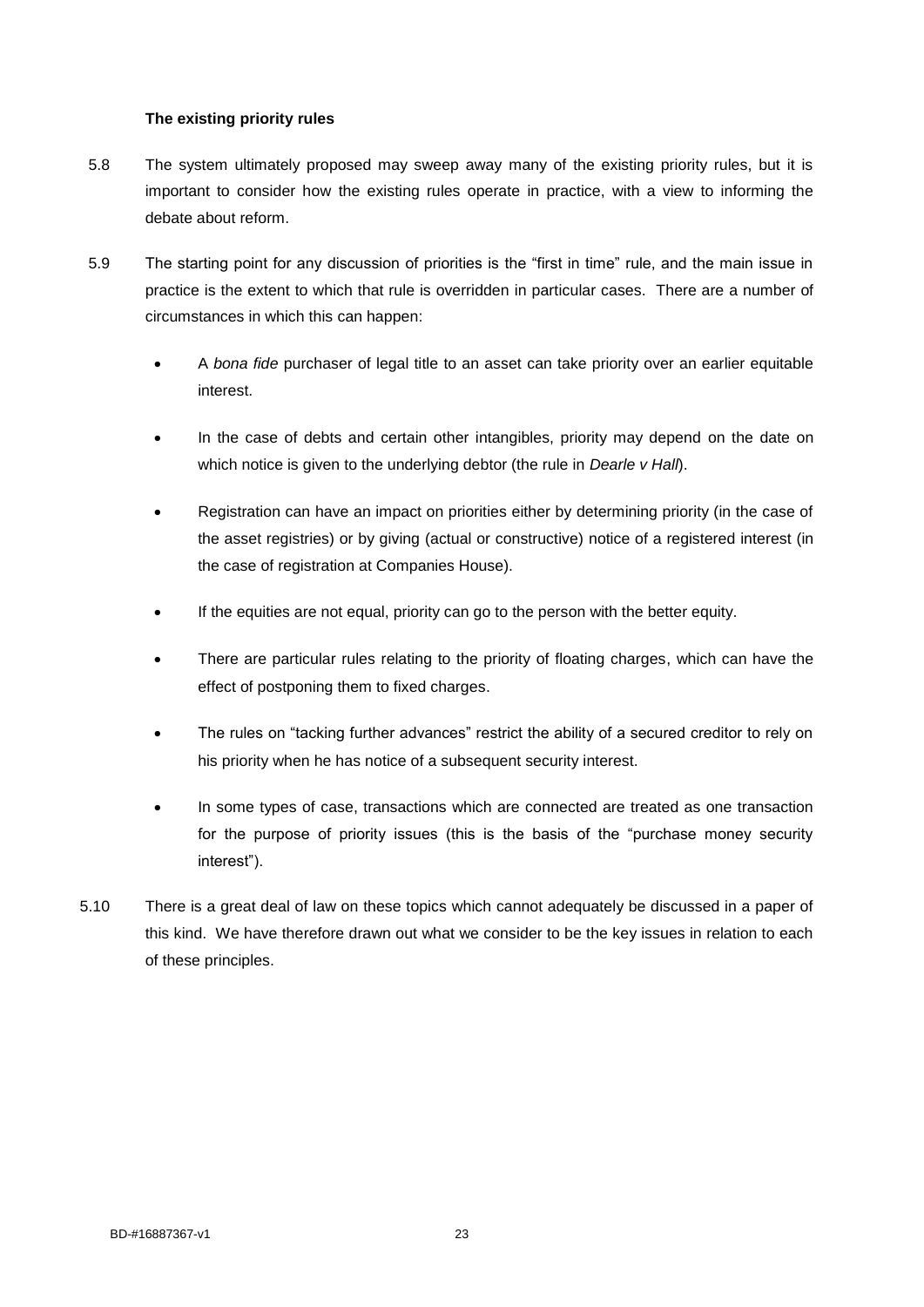**The existing priority rules**

5.8 The system ultimately proposed may sweep away many of the existing priority rules, but it is important to consider how the existing rules operate in practice, with a view to informing the debate about reform.

5.9 The starting point for any discussion of priorities is the "first in time" rule, and the main issue in practice is the extent to which that rule is overridden in particular cases. There are a number of circumstances in which this can happen:

- A *bona fide* purchaser of legal title to an asset can take priority over an earlier equitable interest.
- In the case of debts and certain other intangibles, priority may depend on the date on which notice is given to the underlying debtor (the rule in *Dearle v Hall*).
- Registration can have an impact on priorities either by determining priority (in the case of the asset registries) or by giving (actual or constructive) notice of a registered interest (in the case of registration at Companies House).
- If the equities are not equal, priority can go to the person with the better equity.
- There are particular rules relating to the priority of floating charges, which can have the effect of postponing them to fixed charges.
- The rules on "tacking further advances" restrict the ability of a secured creditor to rely on his priority when he has notice of a subsequent security interest.
- In some types of case, transactions which are connected are treated as one transaction for the purpose of priority issues (this is the basis of the "purchase money security interest").

5.10 There is a great deal of law on these topics which cannot adequately be discussed in a paper of this kind. We have therefore drawn out what we consider to be the key issues in relation to each of these principles.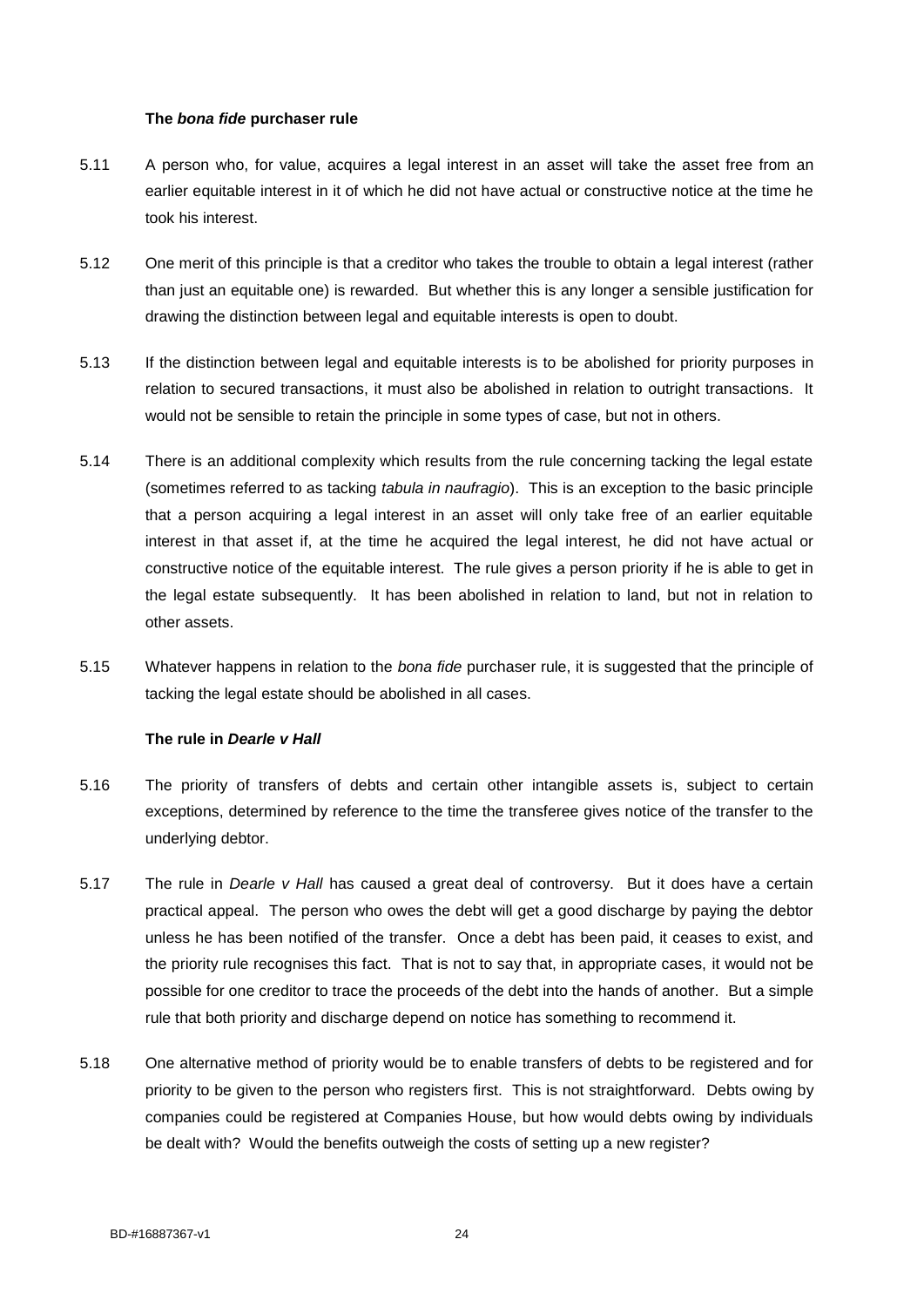**The *bona fide* purchaser rule**

5.11 A person who, for value, acquires a legal interest in an asset will take the asset free from an earlier equitable interest in it of which he did not have actual or constructive notice at the time he took his interest.

5.12 One merit of this principle is that a creditor who takes the trouble to obtain a legal interest (rather than just an equitable one) is rewarded. But whether this is any longer a sensible justification for drawing the distinction between legal and equitable interests is open to doubt.

5.13 If the distinction between legal and equitable interests is to be abolished for priority purposes in relation to secured transactions, it must also be abolished in relation to outright transactions. It would not be sensible to retain the principle in some types of case, but not in others.

5.14 There is an additional complexity which results from the rule concerning tacking the legal estate (sometimes referred to as tacking *tabula in naufragio*). This is an exception to the basic principle that a person acquiring a legal interest in an asset will only take free of an earlier equitable interest in that asset if, at the time he acquired the legal interest, he did not have actual or constructive notice of the equitable interest. The rule gives a person priority if he is able to get in the legal estate subsequently. It has been abolished in relation to land, but not in relation to other assets.

5.15 Whatever happens in relation to the *bona fide* purchaser rule, it is suggested that the principle of tacking the legal estate should be abolished in all cases.

**The rule in *Dearle v Hall***

5.16 The priority of transfers of debts and certain other intangible assets is, subject to certain exceptions, determined by reference to the time the transferee gives notice of the transfer to the underlying debtor.

5.17 The rule in *Dearle v Hall* has caused a great deal of controversy. But it does have a certain practical appeal. The person who owes the debt will get a good discharge by paying the debtor unless he has been notified of the transfer. Once a debt has been paid, it ceases to exist, and the priority rule recognises this fact. That is not to say that, in appropriate cases, it would not be possible for one creditor to trace the proceeds of the debt into the hands of another. But a simple rule that both priority and discharge depend on notice has something to recommend it.

5.18 One alternative method of priority would be to enable transfers of debts to be registered and for priority to be given to the person who registers first. This is not straightforward. Debts owing by companies could be registered at Companies House, but how would debts owing by individuals be dealt with? Would the benefits outweigh the costs of setting up a new register?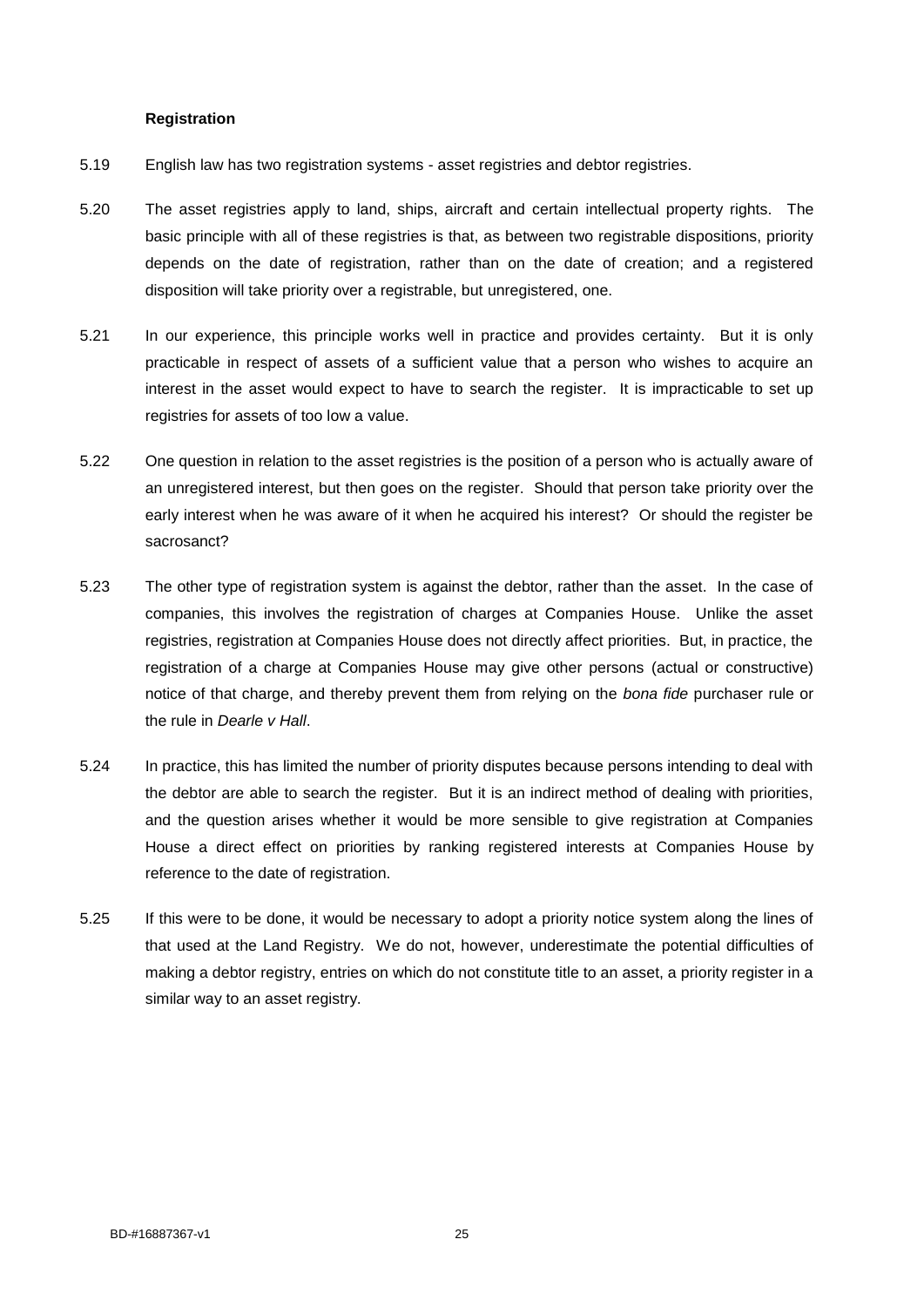**Registration**

5.19 English law has two registration systems - asset registries and debtor registries.

5.20 The asset registries apply to land, ships, aircraft and certain intellectual property rights. The basic principle with all of these registries is that, as between two registrable dispositions, priority depends on the date of registration, rather than on the date of creation; and a registered disposition will take priority over a registrable, but unregistered, one.

5.21 In our experience, this principle works well in practice and provides certainty. But it is only practicable in respect of assets of a sufficient value that a person who wishes to acquire an interest in the asset would expect to have to search the register. It is impracticable to set up registries for assets of too low a value.

5.22 One question in relation to the asset registries is the position of a person who is actually aware of an unregistered interest, but then goes on the register. Should that person take priority over the early interest when he was aware of it when he acquired his interest? Or should the register be sacrosanct?

5.23 The other type of registration system is against the debtor, rather than the asset. In the case of companies, this involves the registration of charges at Companies House. Unlike the asset registries, registration at Companies House does not directly affect priorities. But, in practice, the registration of a charge at Companies House may give other persons (actual or constructive) notice of that charge, and thereby prevent them from relying on the *bona fide* purchaser rule or the rule in *Dearle v Hall*.

5.24 In practice, this has limited the number of priority disputes because persons intending to deal with the debtor are able to search the register. But it is an indirect method of dealing with priorities, and the question arises whether it would be more sensible to give registration at Companies House a direct effect on priorities by ranking registered interests at Companies House by reference to the date of registration.

5.25 If this were to be done, it would be necessary to adopt a priority notice system along the lines of that used at the Land Registry. We do not, however, underestimate the potential difficulties of making a debtor registry, entries on which do not constitute title to an asset, a priority register in a similar way to an asset registry.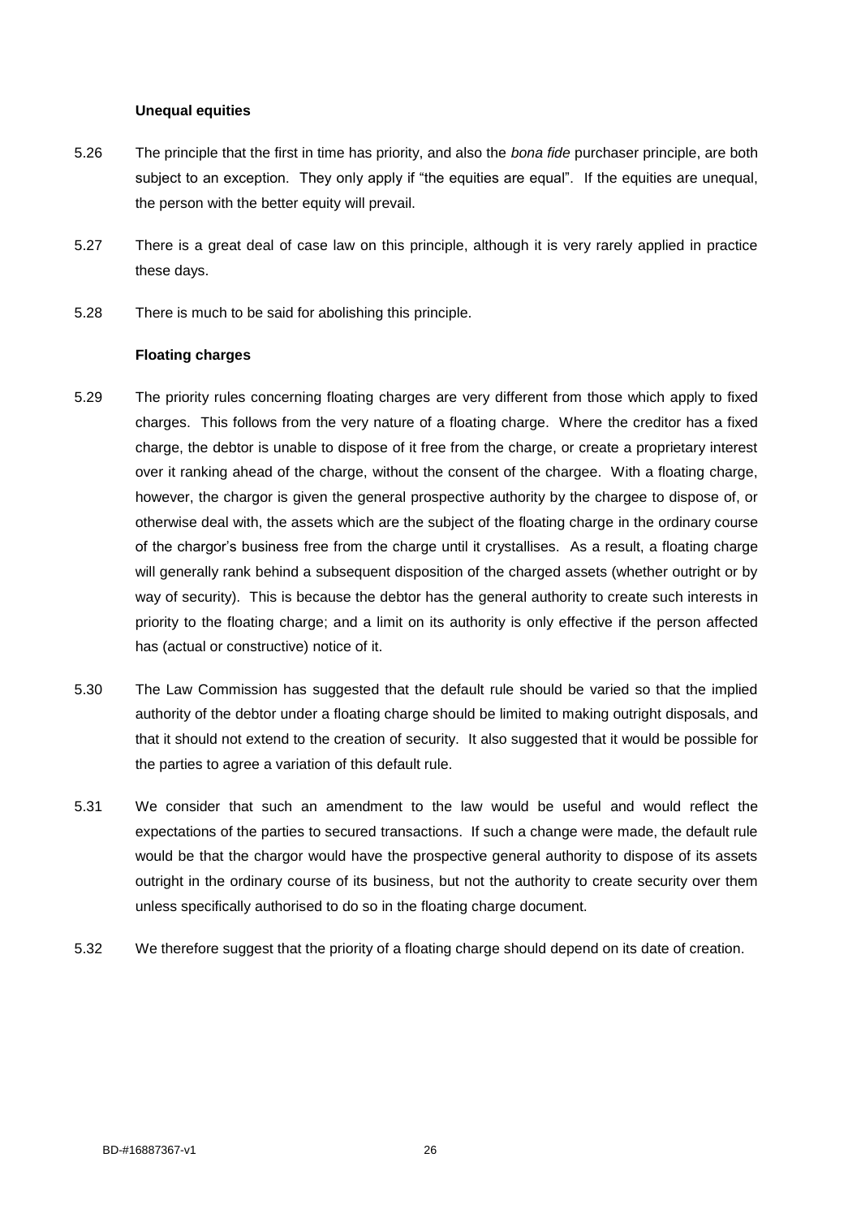### Unequal equities

5.26 The principle that the first in time has priority, and also the *bona fide* purchaser principle, are both subject to an exception. They only apply if "the equities are equal". If the equities are unequal, the person with the better equity will prevail.

5.27 There is a great deal of case law on this principle, although it is very rarely applied in practice these days.

5.28 There is much to be said for abolishing this principle.

### Floating charges

5.29 The priority rules concerning floating charges are very different from those which apply to fixed charges. This follows from the very nature of a floating charge. Where the creditor has a fixed charge, the debtor is unable to dispose of it free from the charge, or create a proprietary interest over it ranking ahead of the charge, without the consent of the chargee. With a floating charge, however, the chargor is given the general prospective authority by the chargee to dispose of, or otherwise deal with, the assets which are the subject of the floating charge in the ordinary course of the chargor's business free from the charge until it crystallises. As a result, a floating charge will generally rank behind a subsequent disposition of the charged assets (whether outright or by way of security). This is because the debtor has the general authority to create such interests in priority to the floating charge; and a limit on its authority is only effective if the person affected has (actual or constructive) notice of it.

5.30 The Law Commission has suggested that the default rule should be varied so that the implied authority of the debtor under a floating charge should be limited to making outright disposals, and that it should not extend to the creation of security. It also suggested that it would be possible for the parties to agree a variation of this default rule.

5.31 We consider that such an amendment to the law would be useful and would reflect the expectations of the parties to secured transactions. If such a change were made, the default rule would be that the chargor would have the prospective general authority to dispose of its assets outright in the ordinary course of its business, but not the authority to create security over them unless specifically authorised to do so in the floating charge document.

5.32 We therefore suggest that the priority of a floating charge should depend on its date of creation.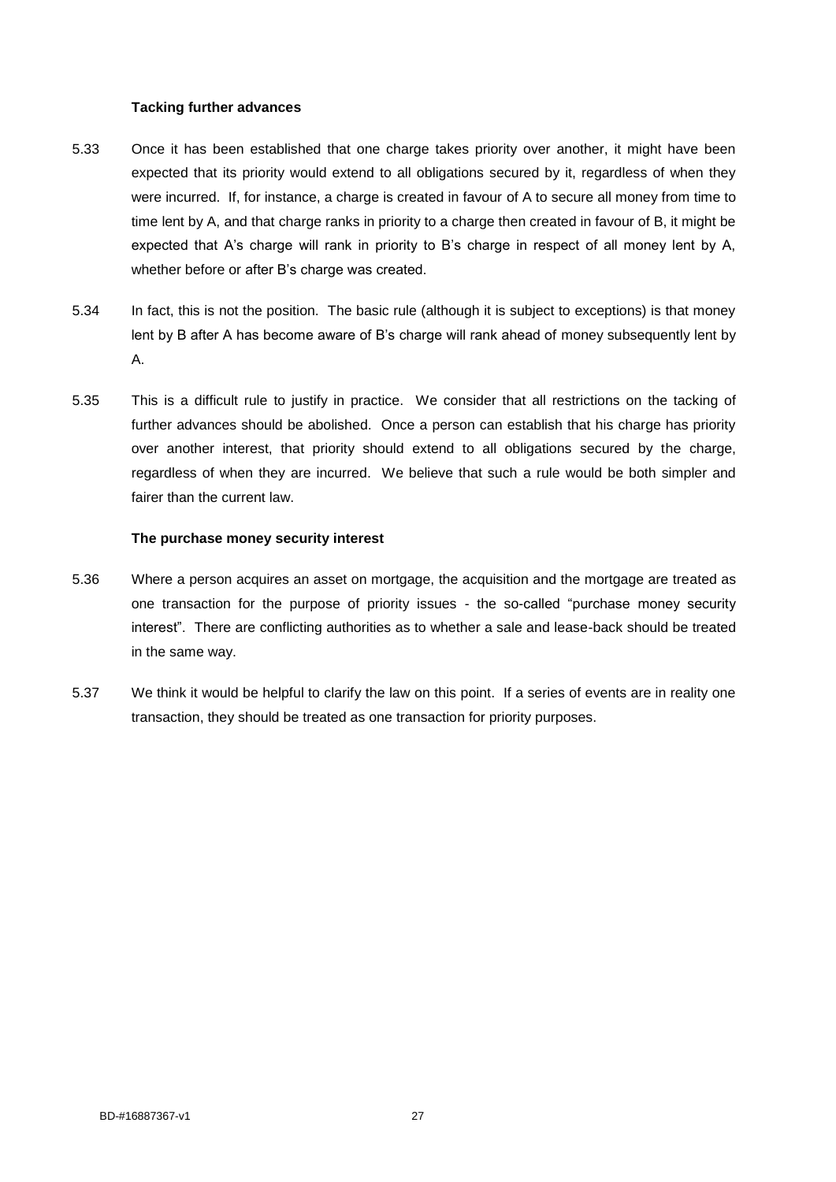**Tacking further advances**

5.33 Once it has been established that one charge takes priority over another, it might have been expected that its priority would extend to all obligations secured by it, regardless of when they were incurred. If, for instance, a charge is created in favour of A to secure all money from time to time lent by A, and that charge ranks in priority to a charge then created in favour of B, it might be expected that A's charge will rank in priority to B's charge in respect of all money lent by A, whether before or after B's charge was created.

5.34 In fact, this is not the position. The basic rule (although it is subject to exceptions) is that money lent by B after A has become aware of B's charge will rank ahead of money subsequently lent by A.

5.35 This is a difficult rule to justify in practice. We consider that all restrictions on the tacking of further advances should be abolished. Once a person can establish that his charge has priority over another interest, that priority should extend to all obligations secured by the charge, regardless of when they are incurred. We believe that such a rule would be both simpler and fairer than the current law.

**The purchase money security interest**

5.36 Where a person acquires an asset on mortgage, the acquisition and the mortgage are treated as one transaction for the purpose of priority issues - the so-called "purchase money security interest". There are conflicting authorities as to whether a sale and lease-back should be treated in the same way.

5.37 We think it would be helpful to clarify the law on this point. If a series of events are in reality one transaction, they should be treated as one transaction for priority purposes.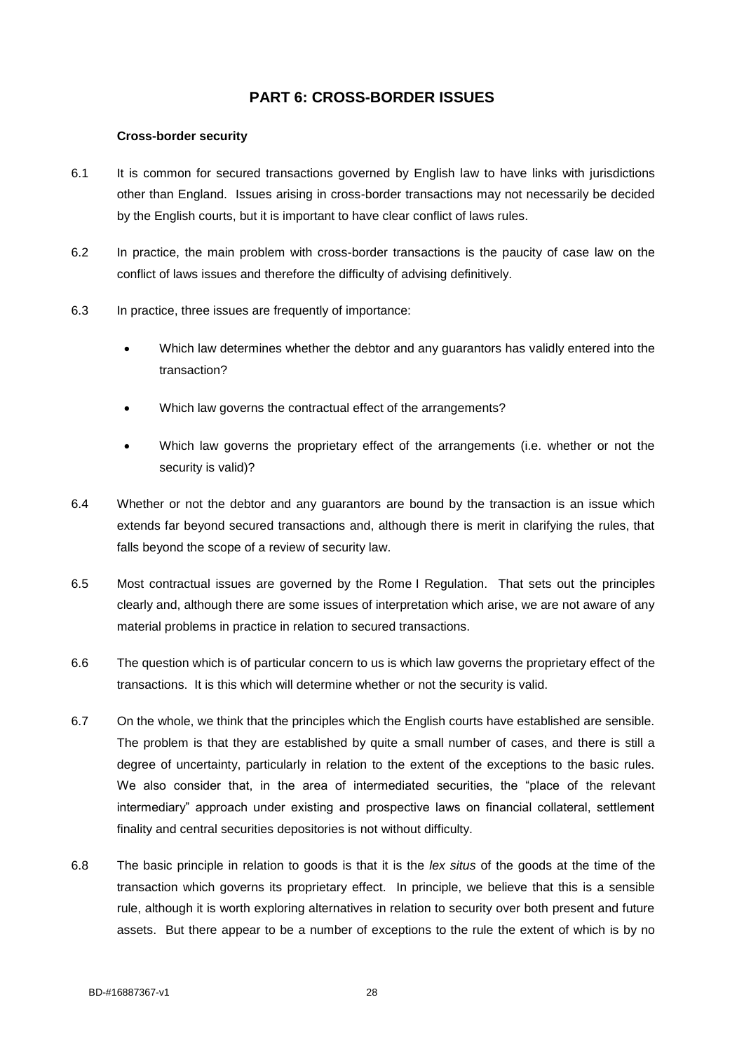## PART 6: CROSS-BORDER ISSUES

### Cross-border security

6.1 It is common for secured transactions governed by English law to have links with jurisdictions other than England. Issues arising in cross-border transactions may not necessarily be decided by the English courts, but it is important to have clear conflict of laws rules.

6.2 In practice, the main problem with cross-border transactions is the paucity of case law on the conflict of laws issues and therefore the difficulty of advising definitively.

6.3 In practice, three issues are frequently of importance:

- Which law determines whether the debtor and any guarantors has validly entered into the transaction?
- Which law governs the contractual effect of the arrangements?
- Which law governs the proprietary effect of the arrangements (i.e. whether or not the security is valid)?

6.4 Whether or not the debtor and any guarantors are bound by the transaction is an issue which extends far beyond secured transactions and, although there is merit in clarifying the rules, that falls beyond the scope of a review of security law.

6.5 Most contractual issues are governed by the Rome I Regulation. That sets out the principles clearly and, although there are some issues of interpretation which arise, we are not aware of any material problems in practice in relation to secured transactions.

6.6 The question which is of particular concern to us is which law governs the proprietary effect of the transactions. It is this which will determine whether or not the security is valid.

6.7 On the whole, we think that the principles which the English courts have established are sensible. The problem is that they are established by quite a small number of cases, and there is still a degree of uncertainty, particularly in relation to the extent of the exceptions to the basic rules. We also consider that, in the area of intermediated securities, the "place of the relevant intermediary" approach under existing and prospective laws on financial collateral, settlement finality and central securities depositories is not without difficulty.

6.8 The basic principle in relation to goods is that it is the *lex situs* of the goods at the time of the transaction which governs its proprietary effect. In principle, we believe that this is a sensible rule, although it is worth exploring alternatives in relation to security over both present and future assets. But there appear to be a number of exceptions to the rule the extent of which is by no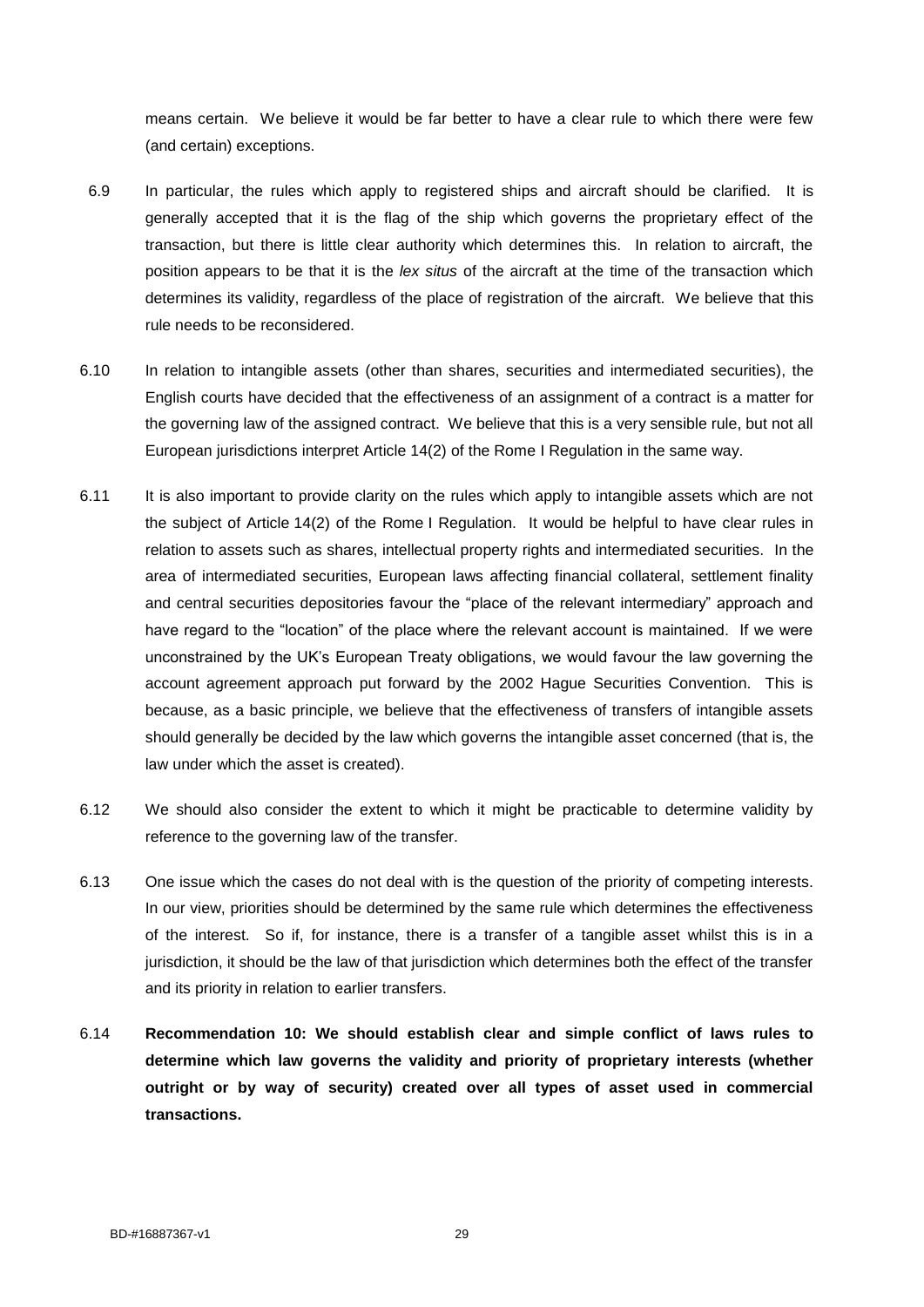means certain. We believe it would be far better to have a clear rule to which there were few (and certain) exceptions.

6.9 In particular, the rules which apply to registered ships and aircraft should be clarified. It is generally accepted that it is the flag of the ship which governs the proprietary effect of the transaction, but there is little clear authority which determines this. In relation to aircraft, the position appears to be that it is the *lex situs* of the aircraft at the time of the transaction which determines its validity, regardless of the place of registration of the aircraft. We believe that this rule needs to be reconsidered.

6.10 In relation to intangible assets (other than shares, securities and intermediated securities), the English courts have decided that the effectiveness of an assignment of a contract is a matter for the governing law of the assigned contract. We believe that this is a very sensible rule, but not all European jurisdictions interpret Article 14(2) of the Rome I Regulation in the same way.

6.11 It is also important to provide clarity on the rules which apply to intangible assets which are not the subject of Article 14(2) of the Rome I Regulation. It would be helpful to have clear rules in relation to assets such as shares, intellectual property rights and intermediated securities. In the area of intermediated securities, European laws affecting financial collateral, settlement finality and central securities depositories favour the "place of the relevant intermediary" approach and have regard to the "location" of the place where the relevant account is maintained. If we were unconstrained by the UK's European Treaty obligations, we would favour the law governing the account agreement approach put forward by the 2002 Hague Securities Convention. This is because, as a basic principle, we believe that the effectiveness of transfers of intangible assets should generally be decided by the law which governs the intangible asset concerned (that is, the law under which the asset is created).

6.12 We should also consider the extent to which it might be practicable to determine validity by reference to the governing law of the transfer.

6.13 One issue which the cases do not deal with is the question of the priority of competing interests. In our view, priorities should be determined by the same rule which determines the effectiveness of the interest. So if, for instance, there is a transfer of a tangible asset whilst this is in a jurisdiction, it should be the law of that jurisdiction which determines both the effect of the transfer and its priority in relation to earlier transfers.

6.14 **Recommendation 10: We should establish clear and simple conflict of laws rules to determine which law governs the validity and priority of proprietary interests (whether outright or by way of security) created over all types of asset used in commercial transactions.**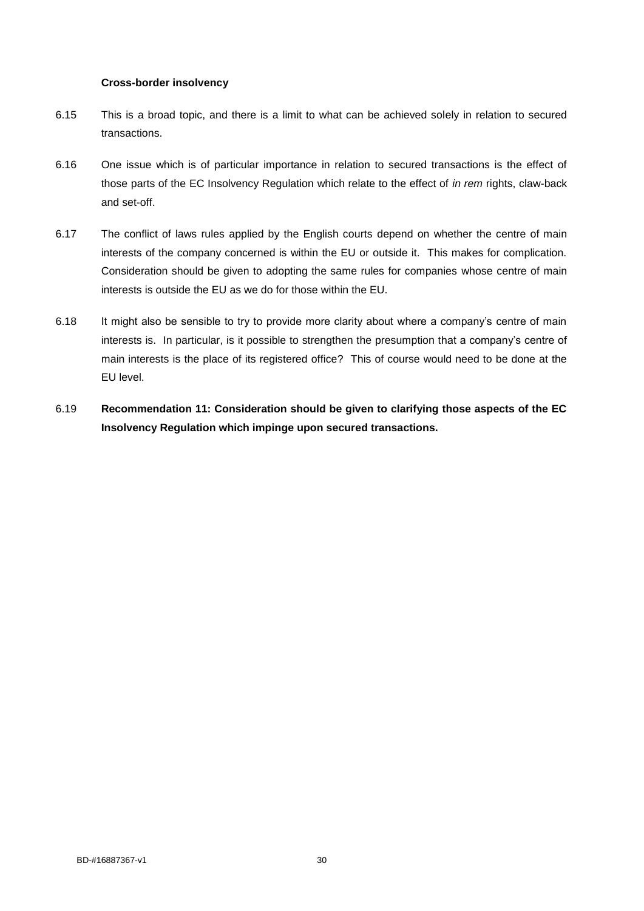### Cross-border insolvency

6.15 This is a broad topic, and there is a limit to what can be achieved solely in relation to secured transactions.

6.16 One issue which is of particular importance in relation to secured transactions is the effect of those parts of the EC Insolvency Regulation which relate to the effect of *in rem* rights, claw-back and set-off.

6.17 The conflict of laws rules applied by the English courts depend on whether the centre of main interests of the company concerned is within the EU or outside it. This makes for complication. Consideration should be given to adopting the same rules for companies whose centre of main interests is outside the EU as we do for those within the EU.

6.18 It might also be sensible to try to provide more clarity about where a company's centre of main interests is. In particular, is it possible to strengthen the presumption that a company's centre of main interests is the place of its registered office? This of course would need to be done at the EU level.

6.19 **Recommendation 11: Consideration should be given to clarifying those aspects of the EC Insolvency Regulation which impinge upon secured transactions.**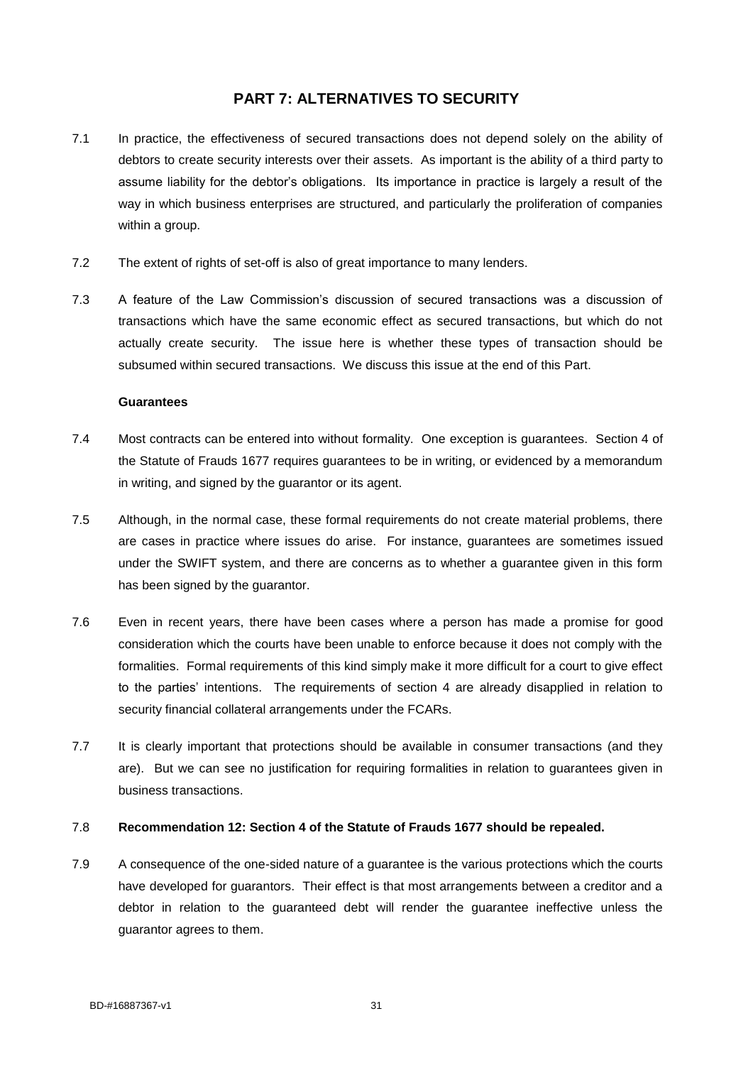# PART 7: ALTERNATIVES TO SECURITY

7.1 In practice, the effectiveness of secured transactions does not depend solely on the ability of debtors to create security interests over their assets. As important is the ability of a third party to assume liability for the debtor's obligations. Its importance in practice is largely a result of the way in which business enterprises are structured, and particularly the proliferation of companies within a group.

7.2 The extent of rights of set-off is also of great importance to many lenders.

7.3 A feature of the Law Commission's discussion of secured transactions was a discussion of transactions which have the same economic effect as secured transactions, but which do not actually create security. The issue here is whether these types of transaction should be subsumed within secured transactions. We discuss this issue at the end of this Part.

### Guarantees

7.4 Most contracts can be entered into without formality. One exception is guarantees. Section 4 of the Statute of Frauds 1677 requires guarantees to be in writing, or evidenced by a memorandum in writing, and signed by the guarantor or its agent.

7.5 Although, in the normal case, these formal requirements do not create material problems, there are cases in practice where issues do arise. For instance, guarantees are sometimes issued under the SWIFT system, and there are concerns as to whether a guarantee given in this form has been signed by the guarantor.

7.6 Even in recent years, there have been cases where a person has made a promise for good consideration which the courts have been unable to enforce because it does not comply with the formalities. Formal requirements of this kind simply make it more difficult for a court to give effect to the parties' intentions. The requirements of section 4 are already disapplied in relation to security financial collateral arrangements under the FCARs.

7.7 It is clearly important that protections should be available in consumer transactions (and they are). But we can see no justification for requiring formalities in relation to guarantees given in business transactions.

7.8 **Recommendation 12: Section 4 of the Statute of Frauds 1677 should be repealed.**

7.9 A consequence of the one-sided nature of a guarantee is the various protections which the courts have developed for guarantors. Their effect is that most arrangements between a creditor and a debtor in relation to the guaranteed debt will render the guarantee ineffective unless the guarantor agrees to them.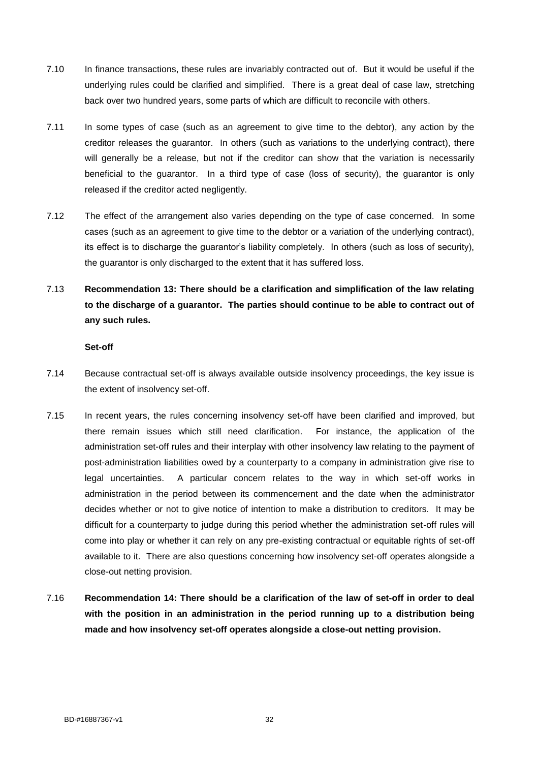7.10 In finance transactions, these rules are invariably contracted out of. But it would be useful if the underlying rules could be clarified and simplified. There is a great deal of case law, stretching back over two hundred years, some parts of which are difficult to reconcile with others.

7.11 In some types of case (such as an agreement to give time to the debtor), any action by the creditor releases the guarantor. In others (such as variations to the underlying contract), there will generally be a release, but not if the creditor can show that the variation is necessarily beneficial to the guarantor. In a third type of case (loss of security), the guarantor is only released if the creditor acted negligently.

7.12 The effect of the arrangement also varies depending on the type of case concerned. In some cases (such as an agreement to give time to the debtor or a variation of the underlying contract), its effect is to discharge the guarantor's liability completely. In others (such as loss of security), the guarantor is only discharged to the extent that it has suffered loss.

7.13 **Recommendation 13: There should be a clarification and simplification of the law relating to the discharge of a guarantor. The parties should continue to be able to contract out of any such rules.**

**Set-off**

7.14 Because contractual set-off is always available outside insolvency proceedings, the key issue is the extent of insolvency set-off.

7.15 In recent years, the rules concerning insolvency set-off have been clarified and improved, but there remain issues which still need clarification. For instance, the application of the administration set-off rules and their interplay with other insolvency law relating to the payment of post-administration liabilities owed by a counterparty to a company in administration give rise to legal uncertainties. A particular concern relates to the way in which set-off works in administration in the period between its commencement and the date when the administrator decides whether or not to give notice of intention to make a distribution to creditors. It may be difficult for a counterparty to judge during this period whether the administration set-off rules will come into play or whether it can rely on any pre-existing contractual or equitable rights of set-off available to it. There are also questions concerning how insolvency set-off operates alongside a close-out netting provision.

7.16 **Recommendation 14: There should be a clarification of the law of set-off in order to deal with the position in an administration in the period running up to a distribution being made and how insolvency set-off operates alongside a close-out netting provision.**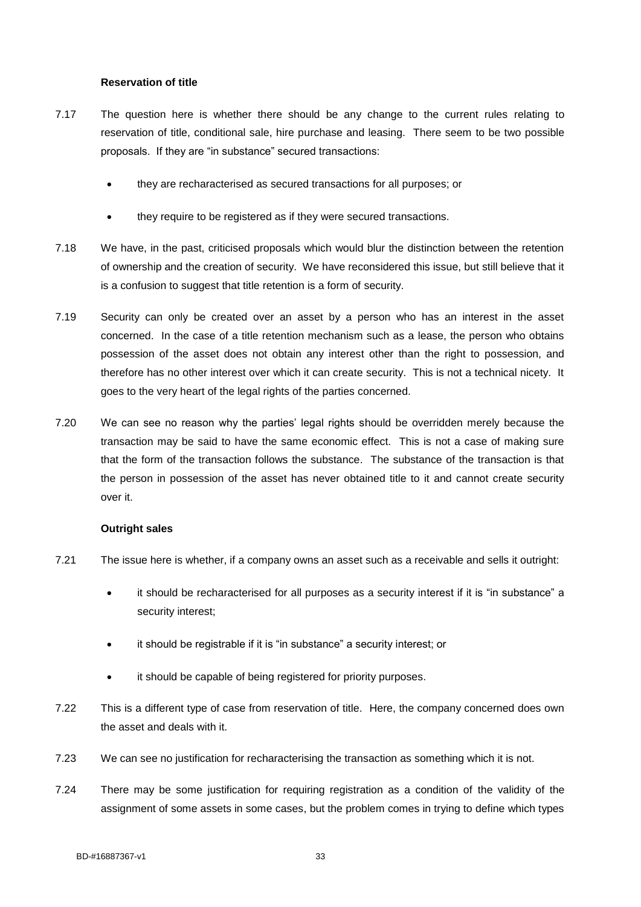**Reservation of title**

7.17 The question here is whether there should be any change to the current rules relating to reservation of title, conditional sale, hire purchase and leasing. There seem to be two possible proposals. If they are "in substance" secured transactions:

- they are recharacterised as secured transactions for all purposes; or
- they require to be registered as if they were secured transactions.

7.18 We have, in the past, criticised proposals which would blur the distinction between the retention of ownership and the creation of security. We have reconsidered this issue, but still believe that it is a confusion to suggest that title retention is a form of security.

7.19 Security can only be created over an asset by a person who has an interest in the asset concerned. In the case of a title retention mechanism such as a lease, the person who obtains possession of the asset does not obtain any interest other than the right to possession, and therefore has no other interest over which it can create security. This is not a technical nicety. It goes to the very heart of the legal rights of the parties concerned.

7.20 We can see no reason why the parties' legal rights should be overridden merely because the transaction may be said to have the same economic effect. This is not a case of making sure that the form of the transaction follows the substance. The substance of the transaction is that the person in possession of the asset has never obtained title to it and cannot create security over it.

**Outright sales**

7.21 The issue here is whether, if a company owns an asset such as a receivable and sells it outright:

- it should be recharacterised for all purposes as a security interest if it is "in substance" a security interest;
- it should be registrable if it is "in substance" a security interest; or
- it should be capable of being registered for priority purposes.

7.22 This is a different type of case from reservation of title. Here, the company concerned does own the asset and deals with it.

7.23 We can see no justification for recharacterising the transaction as something which it is not.

7.24 There may be some justification for requiring registration as a condition of the validity of the assignment of some assets in some cases, but the problem comes in trying to define which types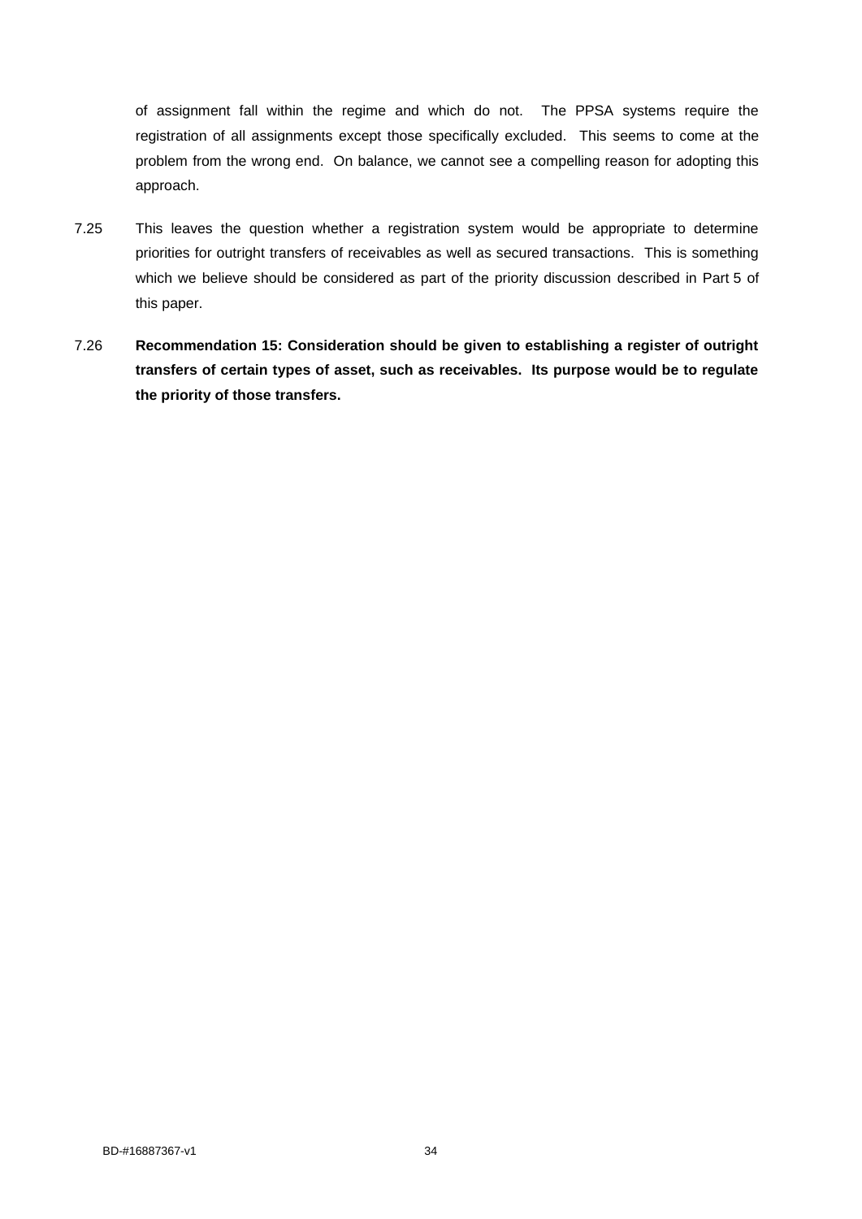of assignment fall within the regime and which do not. The PPSA systems require the registration of all assignments except those specifically excluded. This seems to come at the problem from the wrong end. On balance, we cannot see a compelling reason for adopting this approach.

7.25 This leaves the question whether a registration system would be appropriate to determine priorities for outright transfers of receivables as well as secured transactions. This is something which we believe should be considered as part of the priority discussion described in Part 5 of this paper.

7.26 **Recommendation 15: Consideration should be given to establishing a register of outright transfers of certain types of asset, such as receivables. Its purpose would be to regulate the priority of those transfers.**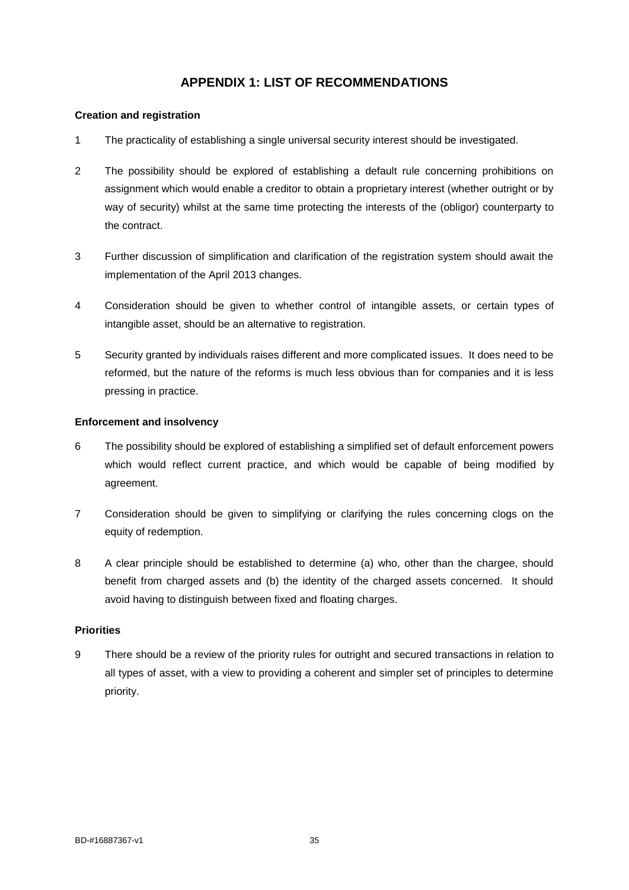# APPENDIX 1: LIST OF RECOMMENDATIONS

**Creation and registration**

1 The practicality of establishing a single universal security interest should be investigated.

2 The possibility should be explored of establishing a default rule concerning prohibitions on assignment which would enable a creditor to obtain a proprietary interest (whether outright or by way of security) whilst at the same time protecting the interests of the (obligor) counterparty to the contract.

3 Further discussion of simplification and clarification of the registration system should await the implementation of the April 2013 changes.

4 Consideration should be given to whether control of intangible assets, or certain types of intangible asset, should be an alternative to registration.

5 Security granted by individuals raises different and more complicated issues. It does need to be reformed, but the nature of the reforms is much less obvious than for companies and it is less pressing in practice.

**Enforcement and insolvency**

6 The possibility should be explored of establishing a simplified set of default enforcement powers which would reflect current practice, and which would be capable of being modified by agreement.

7 Consideration should be given to simplifying or clarifying the rules concerning clogs on the equity of redemption.

8 A clear principle should be established to determine (a) who, other than the chargee, should benefit from charged assets and (b) the identity of the charged assets concerned. It should avoid having to distinguish between fixed and floating charges.

**Priorities**

9 There should be a review of the priority rules for outright and secured transactions in relation to all types of asset, with a view to providing a coherent and simpler set of principles to determine priority.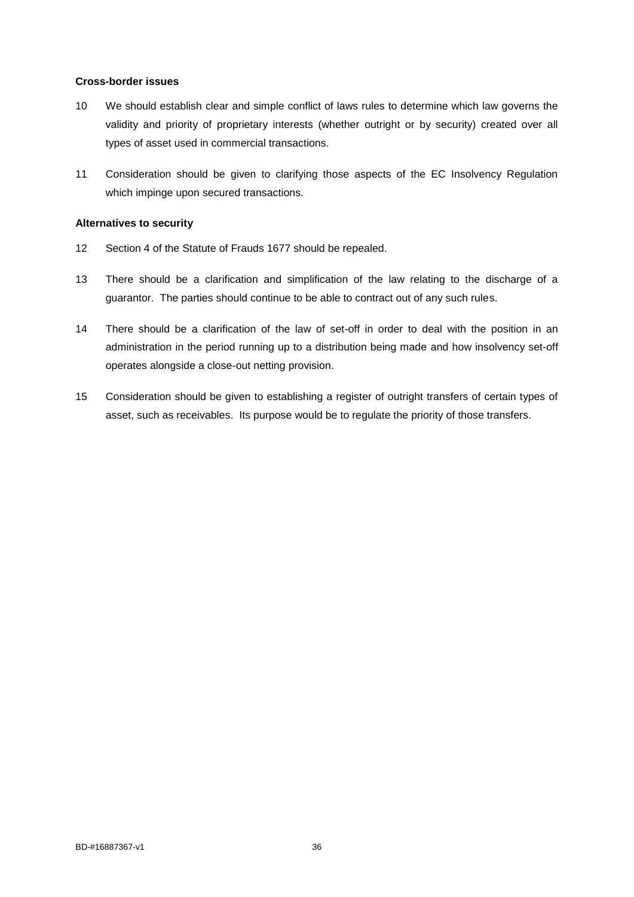**Cross-border issues**

10 We should establish clear and simple conflict of laws rules to determine which law governs the validity and priority of proprietary interests (whether outright or by security) created over all types of asset used in commercial transactions.

11 Consideration should be given to clarifying those aspects of the EC Insolvency Regulation which impinge upon secured transactions.

**Alternatives to security**

12 Section 4 of the Statute of Frauds 1677 should be repealed.

13 There should be a clarification and simplification of the law relating to the discharge of a guarantor. The parties should continue to be able to contract out of any such rules.

14 There should be a clarification of the law of set-off in order to deal with the position in an administration in the period running up to a distribution being made and how insolvency set-off operates alongside a close-out netting provision.

15 Consideration should be given to establishing a register of outright transfers of certain types of asset, such as receivables. Its purpose would be to regulate the priority of those transfers.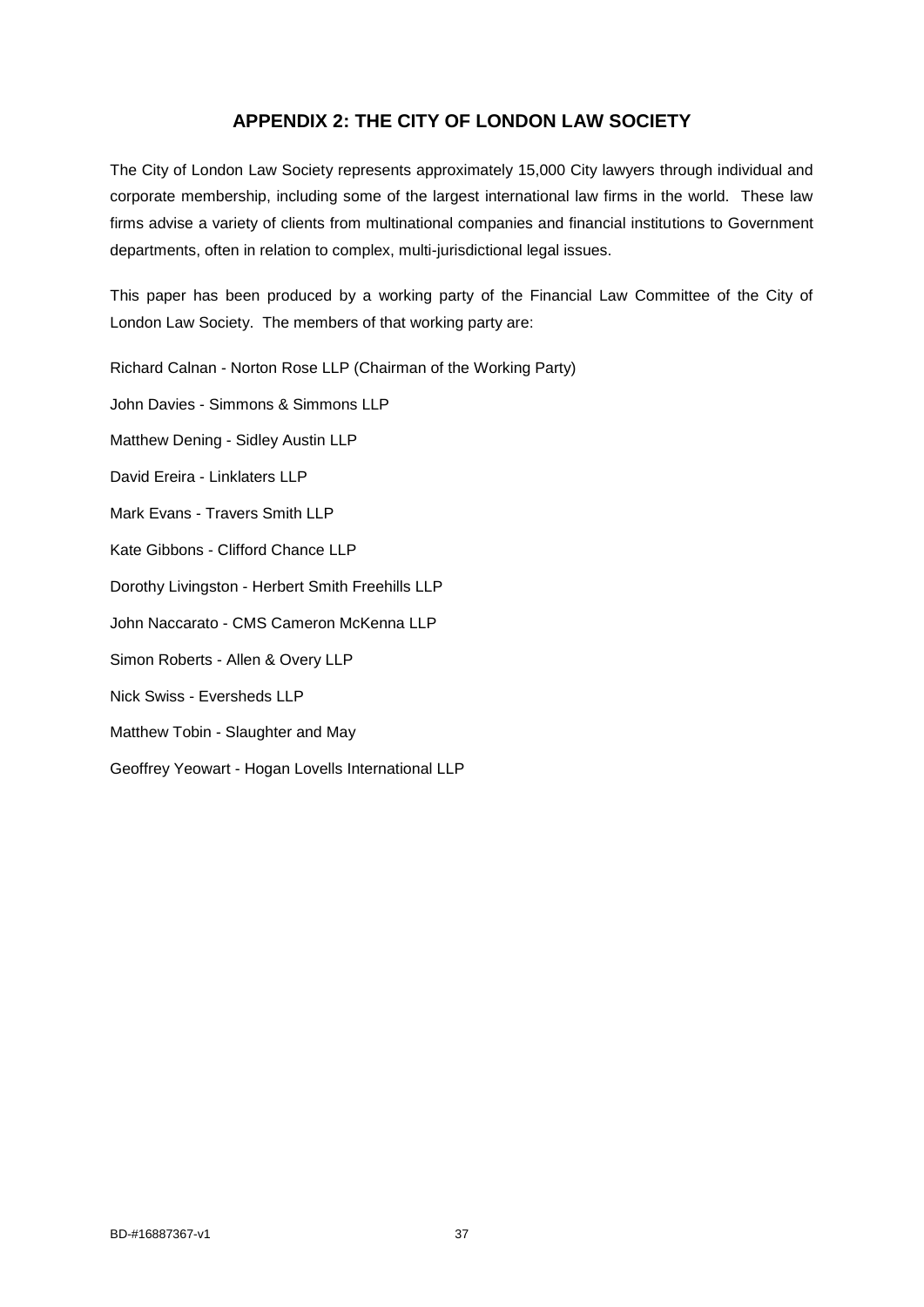## APPENDIX 2: THE CITY OF LONDON LAW SOCIETY

The City of London Law Society represents approximately 15,000 City lawyers through individual and corporate membership, including some of the largest international law firms in the world. These law firms advise a variety of clients from multinational companies and financial institutions to Government departments, often in relation to complex, multi-jurisdictional legal issues.

This paper has been produced by a working party of the Financial Law Committee of the City of London Law Society. The members of that working party are:

Richard Calnan - Norton Rose LLP (Chairman of the Working Party)

John Davies - Simmons & Simmons LLP

Matthew Dening - Sidley Austin LLP

David Ereira - Linklaters LLP

Mark Evans - Travers Smith LLP

Kate Gibbons - Clifford Chance LLP

Dorothy Livingston - Herbert Smith Freehills LLP

John Naccarato - CMS Cameron McKenna LLP

Simon Roberts - Allen & Overy LLP

Nick Swiss - Eversheds LLP

Matthew Tobin - Slaughter and May

Geoffrey Yeowart - Hogan Lovells International LLP